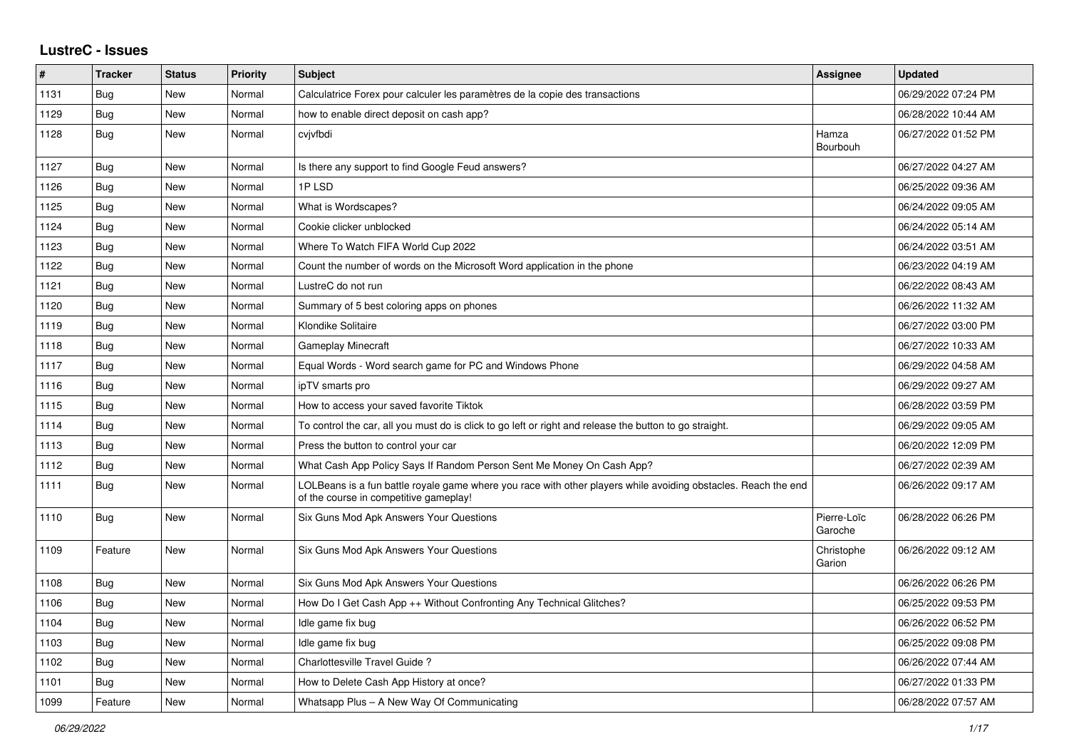# LustreC - Issues

| # | Tracker | Status | Priority | Subject | Assignee | Updated |
|---|---|---|---|---|---|---|
| 1131 | Bug | New | Normal | Calculatrice Forex pour calculer les paramètres de la copie des transactions | | 06/29/2022 07:24 PM |
| 1129 | Bug | New | Normal | how to enable direct deposit on cash app? | | 06/28/2022 10:44 AM |
| 1128 | Bug | New | Normal | cvjvfbdi | Hamza Bourbouh | 06/27/2022 01:52 PM |
| 1127 | Bug | New | Normal | Is there any support to find Google Feud answers? | | 06/27/2022 04:27 AM |
| 1126 | Bug | New | Normal | 1P LSD | | 06/25/2022 09:36 AM |
| 1125 | Bug | New | Normal | What is Wordscapes? | | 06/24/2022 09:05 AM |
| 1124 | Bug | New | Normal | Cookie clicker unblocked | | 06/24/2022 05:14 AM |
| 1123 | Bug | New | Normal | Where To Watch FIFA World Cup 2022 | | 06/24/2022 03:51 AM |
| 1122 | Bug | New | Normal | Count the number of words on the Microsoft Word application in the phone | | 06/23/2022 04:19 AM |
| 1121 | Bug | New | Normal | LustreC do not run | | 06/22/2022 08:43 AM |
| 1120 | Bug | New | Normal | Summary of 5 best coloring apps on phones | | 06/26/2022 11:32 AM |
| 1119 | Bug | New | Normal | Klondike Solitaire | | 06/27/2022 03:00 PM |
| 1118 | Bug | New | Normal | Gameplay Minecraft | | 06/27/2022 10:33 AM |
| 1117 | Bug | New | Normal | Equal Words - Word search game for PC and Windows Phone | | 06/29/2022 04:58 AM |
| 1116 | Bug | New | Normal | ipTV smarts pro | | 06/29/2022 09:27 AM |
| 1115 | Bug | New | Normal | How to access your saved favorite Tiktok | | 06/28/2022 03:59 PM |
| 1114 | Bug | New | Normal | To control the car, all you must do is click to go left or right and release the button to go straight. | | 06/29/2022 09:05 AM |
| 1113 | Bug | New | Normal | Press the button to control your car | | 06/20/2022 12:09 PM |
| 1112 | Bug | New | Normal | What Cash App Policy Says If Random Person Sent Me Money On Cash App? | | 06/27/2022 02:39 AM |
| 1111 | Bug | New | Normal | LOLBeans is a fun battle royale game where you race with other players while avoiding obstacles. Reach the end of the course in competitive gameplay! | | 06/26/2022 09:17 AM |
| 1110 | Bug | New | Normal | Six Guns Mod Apk Answers Your Questions | Pierre-Loïc Garoche | 06/28/2022 06:26 PM |
| 1109 | Feature | New | Normal | Six Guns Mod Apk Answers Your Questions | Christophe Garion | 06/26/2022 09:12 AM |
| 1108 | Bug | New | Normal | Six Guns Mod Apk Answers Your Questions | | 06/26/2022 06:26 PM |
| 1106 | Bug | New | Normal | How Do I Get Cash App ++ Without Confronting Any Technical Glitches? | | 06/25/2022 09:53 PM |
| 1104 | Bug | New | Normal | Idle game fix bug | | 06/26/2022 06:52 PM |
| 1103 | Bug | New | Normal | Idle game fix bug | | 06/25/2022 09:08 PM |
| 1102 | Bug | New | Normal | Charlottesville Travel Guide ? | | 06/26/2022 07:44 AM |
| 1101 | Bug | New | Normal | How to Delete Cash App History at once? | | 06/27/2022 01:33 PM |
| 1099 | Feature | New | Normal | Whatsapp Plus – A New Way Of Communicating | | 06/28/2022 07:57 AM |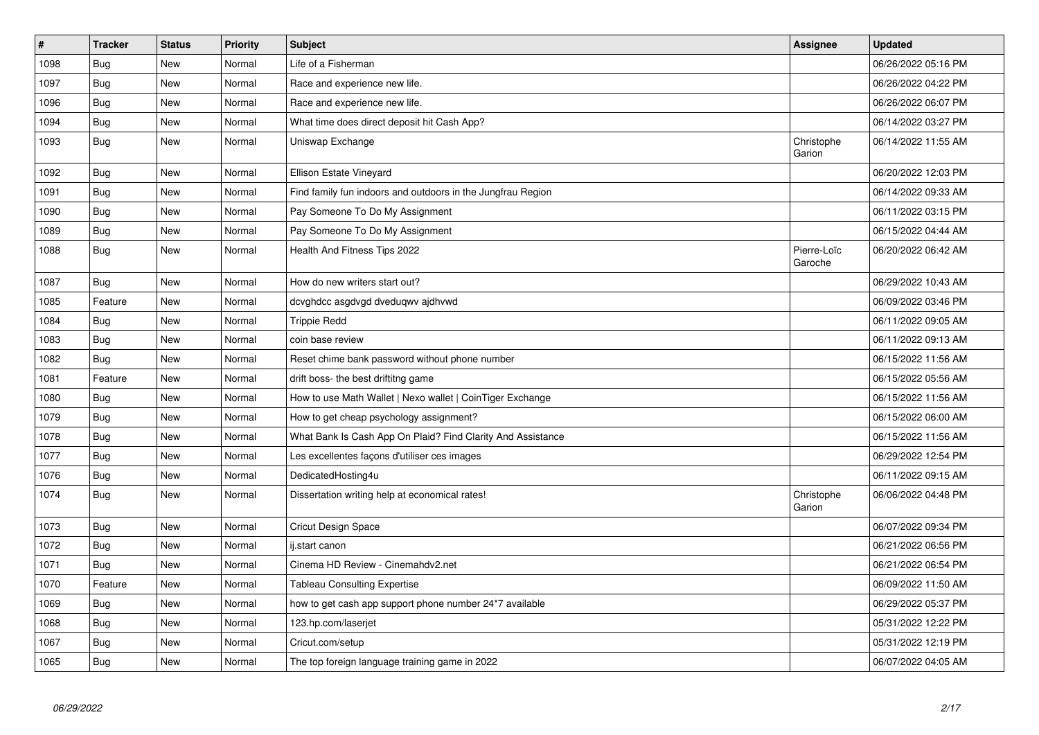| # | Tracker | Status | Priority | Subject | Assignee | Updated |
|---|---|---|---|---|---|---|
| 1098 | Bug | New | Normal | Life of a Fisherman | | 06/26/2022 05:16 PM |
| 1097 | Bug | New | Normal | Race and experience new life. | | 06/26/2022 04:22 PM |
| 1096 | Bug | New | Normal | Race and experience new life. | | 06/26/2022 06:07 PM |
| 1094 | Bug | New | Normal | What time does direct deposit hit Cash App? | | 06/14/2022 03:27 PM |
| 1093 | Bug | New | Normal | Uniswap Exchange | Christophe Garion | 06/14/2022 11:55 AM |
| 1092 | Bug | New | Normal | Ellison Estate Vineyard | | 06/20/2022 12:03 PM |
| 1091 | Bug | New | Normal | Find family fun indoors and outdoors in the Jungfrau Region | | 06/14/2022 09:33 AM |
| 1090 | Bug | New | Normal | Pay Someone To Do My Assignment | | 06/11/2022 03:15 PM |
| 1089 | Bug | New | Normal | Pay Someone To Do My Assignment | | 06/15/2022 04:44 AM |
| 1088 | Bug | New | Normal | Health And Fitness Tips 2022 | Pierre-Loïc Garoche | 06/20/2022 06:42 AM |
| 1087 | Bug | New | Normal | How do new writers start out? | | 06/29/2022 10:43 AM |
| 1085 | Feature | New | Normal | dcvghdcc asgdvgd dveduqwv ajdhvwd | | 06/09/2022 03:46 PM |
| 1084 | Bug | New | Normal | Trippie Redd | | 06/11/2022 09:05 AM |
| 1083 | Bug | New | Normal | coin base review | | 06/11/2022 09:13 AM |
| 1082 | Bug | New | Normal | Reset chime bank password without phone number | | 06/15/2022 11:56 AM |
| 1081 | Feature | New | Normal | drift boss- the best driftitng game | | 06/15/2022 05:56 AM |
| 1080 | Bug | New | Normal | How to use Math Wallet \| Nexo wallet \| CoinTiger Exchange | | 06/15/2022 11:56 AM |
| 1079 | Bug | New | Normal | How to get cheap psychology assignment? | | 06/15/2022 06:00 AM |
| 1078 | Bug | New | Normal | What Bank Is Cash App On Plaid? Find Clarity And Assistance | | 06/15/2022 11:56 AM |
| 1077 | Bug | New | Normal | Les excellentes façons d'utiliser ces images | | 06/29/2022 12:54 PM |
| 1076 | Bug | New | Normal | DedicatedHosting4u | | 06/11/2022 09:15 AM |
| 1074 | Bug | New | Normal | Dissertation writing help at economical rates! | Christophe Garion | 06/06/2022 04:48 PM |
| 1073 | Bug | New | Normal | Cricut Design Space | | 06/07/2022 09:34 PM |
| 1072 | Bug | New | Normal | ij.start canon | | 06/21/2022 06:56 PM |
| 1071 | Bug | New | Normal | Cinema HD Review - Cinemahdv2.net | | 06/21/2022 06:54 PM |
| 1070 | Feature | New | Normal | Tableau Consulting Expertise | | 06/09/2022 11:50 AM |
| 1069 | Bug | New | Normal | how to get cash app support phone number 24*7 available | | 06/29/2022 05:37 PM |
| 1068 | Bug | New | Normal | 123.hp.com/laserjet | | 05/31/2022 12:22 PM |
| 1067 | Bug | New | Normal | Cricut.com/setup | | 05/31/2022 12:19 PM |
| 1065 | Bug | New | Normal | The top foreign language training game in 2022 | | 06/07/2022 04:05 AM |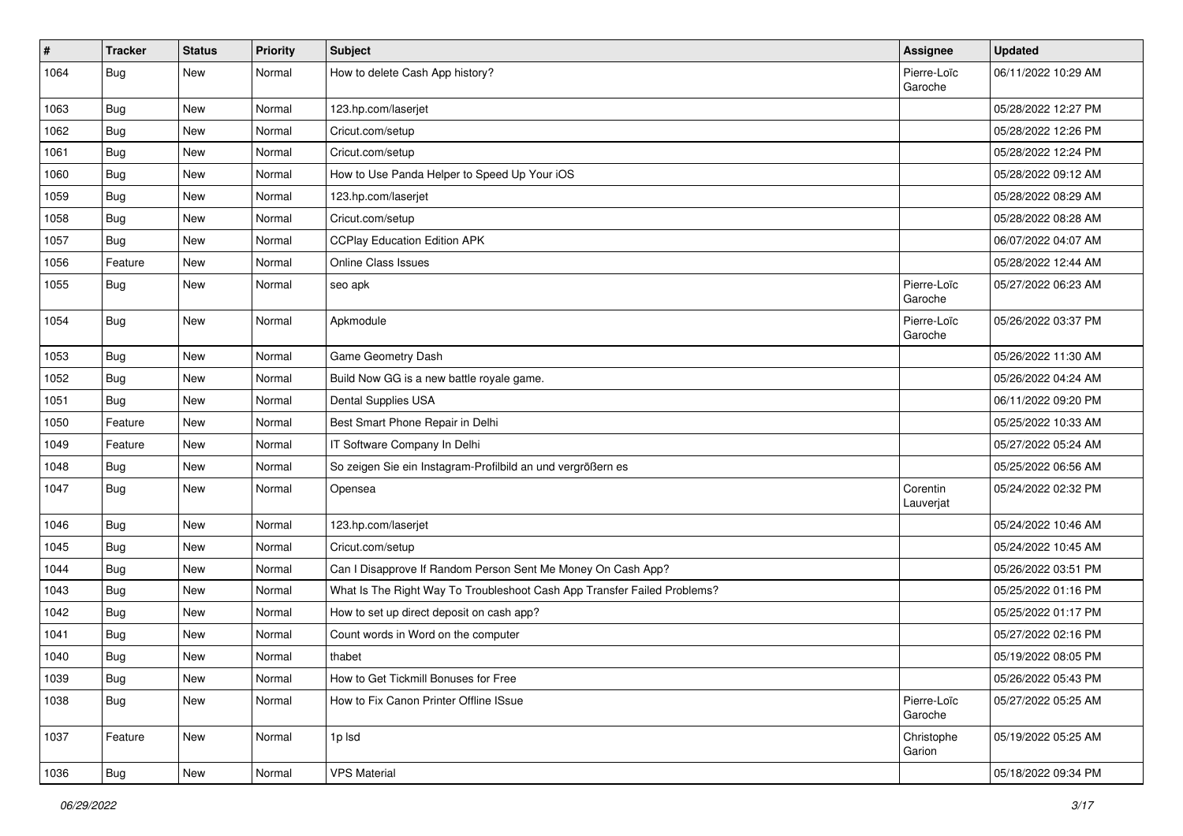| # | Tracker | Status | Priority | Subject | Assignee | Updated |
|---|---|---|---|---|---|---|
| 1064 | Bug | New | Normal | How to delete Cash App history? | Pierre-Loïc Garoche | 06/11/2022 10:29 AM |
| 1063 | Bug | New | Normal | 123.hp.com/laserjet | | 05/28/2022 12:27 PM |
| 1062 | Bug | New | Normal | Cricut.com/setup | | 05/28/2022 12:26 PM |
| 1061 | Bug | New | Normal | Cricut.com/setup | | 05/28/2022 12:24 PM |
| 1060 | Bug | New | Normal | How to Use Panda Helper to Speed Up Your iOS | | 05/28/2022 09:12 AM |
| 1059 | Bug | New | Normal | 123.hp.com/laserjet | | 05/28/2022 08:29 AM |
| 1058 | Bug | New | Normal | Cricut.com/setup | | 05/28/2022 08:28 AM |
| 1057 | Bug | New | Normal | CCPlay Education Edition APK | | 06/07/2022 04:07 AM |
| 1056 | Feature | New | Normal | Online Class Issues | | 05/28/2022 12:44 AM |
| 1055 | Bug | New | Normal | seo apk | Pierre-Loïc Garoche | 05/27/2022 06:23 AM |
| 1054 | Bug | New | Normal | Apkmodule | Pierre-Loïc Garoche | 05/26/2022 03:37 PM |
| 1053 | Bug | New | Normal | Game Geometry Dash | | 05/26/2022 11:30 AM |
| 1052 | Bug | New | Normal | Build Now GG is a new battle royale game. | | 05/26/2022 04:24 AM |
| 1051 | Bug | New | Normal | Dental Supplies USA | | 06/11/2022 09:20 PM |
| 1050 | Feature | New | Normal | Best Smart Phone Repair in Delhi | | 05/25/2022 10:33 AM |
| 1049 | Feature | New | Normal | IT Software Company In Delhi | | 05/27/2022 05:24 AM |
| 1048 | Bug | New | Normal | So zeigen Sie ein Instagram-Profilbild an und vergrößern es | | 05/25/2022 06:56 AM |
| 1047 | Bug | New | Normal | Opensea | Corentin Lauverjat | 05/24/2022 02:32 PM |
| 1046 | Bug | New | Normal | 123.hp.com/laserjet | | 05/24/2022 10:46 AM |
| 1045 | Bug | New | Normal | Cricut.com/setup | | 05/24/2022 10:45 AM |
| 1044 | Bug | New | Normal | Can I Disapprove If Random Person Sent Me Money On Cash App? | | 05/26/2022 03:51 PM |
| 1043 | Bug | New | Normal | What Is The Right Way To Troubleshoot Cash App Transfer Failed Problems? | | 05/25/2022 01:16 PM |
| 1042 | Bug | New | Normal | How to set up direct deposit on cash app? | | 05/25/2022 01:17 PM |
| 1041 | Bug | New | Normal | Count words in Word on the computer | | 05/27/2022 02:16 PM |
| 1040 | Bug | New | Normal | thabet | | 05/19/2022 08:05 PM |
| 1039 | Bug | New | Normal | How to Get Tickmill Bonuses for Free | | 05/26/2022 05:43 PM |
| 1038 | Bug | New | Normal | How to Fix Canon Printer Offline ISsue | Pierre-Loïc Garoche | 05/27/2022 05:25 AM |
| 1037 | Feature | New | Normal | 1p lsd | Christophe Garion | 05/19/2022 05:25 AM |
| 1036 | Bug | New | Normal | VPS Material | | 05/18/2022 09:34 PM |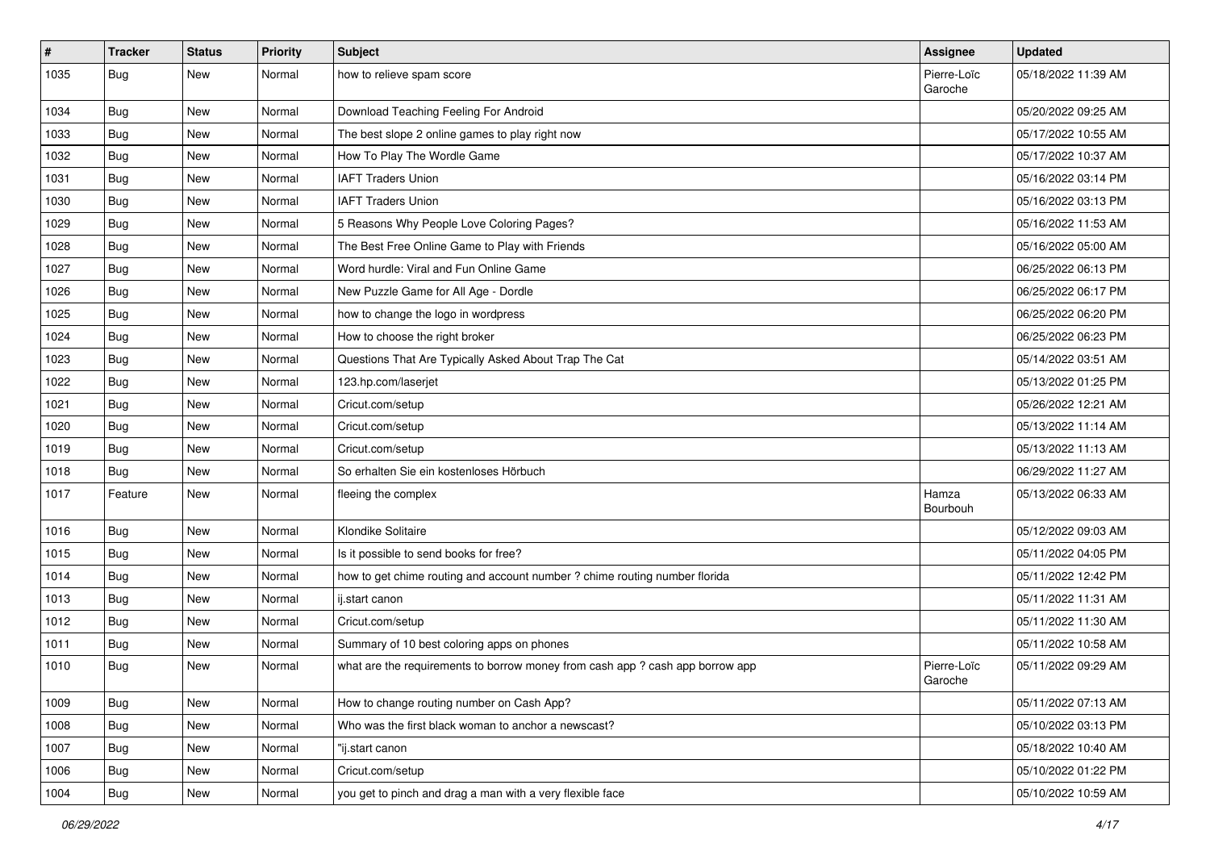| # | Tracker | Status | Priority | Subject | Assignee | Updated |
|---|---|---|---|---|---|---|
| 1035 | Bug | New | Normal | how to relieve spam score | Pierre-Loïc Garoche | 05/18/2022 11:39 AM |
| 1034 | Bug | New | Normal | Download Teaching Feeling For Android | | 05/20/2022 09:25 AM |
| 1033 | Bug | New | Normal | The best slope 2 online games to play right now | | 05/17/2022 10:55 AM |
| 1032 | Bug | New | Normal | How To Play The Wordle Game | | 05/17/2022 10:37 AM |
| 1031 | Bug | New | Normal | IAFT Traders Union | | 05/16/2022 03:14 PM |
| 1030 | Bug | New | Normal | IAFT Traders Union | | 05/16/2022 03:13 PM |
| 1029 | Bug | New | Normal | 5 Reasons Why People Love Coloring Pages? | | 05/16/2022 11:53 AM |
| 1028 | Bug | New | Normal | The Best Free Online Game to Play with Friends | | 05/16/2022 05:00 AM |
| 1027 | Bug | New | Normal | Word hurdle: Viral and Fun Online Game | | 06/25/2022 06:13 PM |
| 1026 | Bug | New | Normal | New Puzzle Game for All Age - Dordle | | 06/25/2022 06:17 PM |
| 1025 | Bug | New | Normal | how to change the logo in wordpress | | 06/25/2022 06:20 PM |
| 1024 | Bug | New | Normal | How to choose the right broker | | 06/25/2022 06:23 PM |
| 1023 | Bug | New | Normal | Questions That Are Typically Asked About Trap The Cat | | 05/14/2022 03:51 AM |
| 1022 | Bug | New | Normal | 123.hp.com/laserjet | | 05/13/2022 01:25 PM |
| 1021 | Bug | New | Normal | Cricut.com/setup | | 05/26/2022 12:21 AM |
| 1020 | Bug | New | Normal | Cricut.com/setup | | 05/13/2022 11:14 AM |
| 1019 | Bug | New | Normal | Cricut.com/setup | | 05/13/2022 11:13 AM |
| 1018 | Bug | New | Normal | So erhalten Sie ein kostenloses Hörbuch | | 06/29/2022 11:27 AM |
| 1017 | Feature | New | Normal | fleeing the complex | Hamza Bourbouh | 05/13/2022 06:33 AM |
| 1016 | Bug | New | Normal | Klondike Solitaire | | 05/12/2022 09:03 AM |
| 1015 | Bug | New | Normal | Is it possible to send books for free? | | 05/11/2022 04:05 PM |
| 1014 | Bug | New | Normal | how to get chime routing and account number ? chime routing number florida | | 05/11/2022 12:42 PM |
| 1013 | Bug | New | Normal | ij.start canon | | 05/11/2022 11:31 AM |
| 1012 | Bug | New | Normal | Cricut.com/setup | | 05/11/2022 11:30 AM |
| 1011 | Bug | New | Normal | Summary of 10 best coloring apps on phones | | 05/11/2022 10:58 AM |
| 1010 | Bug | New | Normal | what are the requirements to borrow money from cash app ? cash app borrow app | Pierre-Loïc Garoche | 05/11/2022 09:29 AM |
| 1009 | Bug | New | Normal | How to change routing number on Cash App? | | 05/11/2022 07:13 AM |
| 1008 | Bug | New | Normal | Who was the first black woman to anchor a newscast? | | 05/10/2022 03:13 PM |
| 1007 | Bug | New | Normal | "ij.start canon | | 05/18/2022 10:40 AM |
| 1006 | Bug | New | Normal | Cricut.com/setup | | 05/10/2022 01:22 PM |
| 1004 | Bug | New | Normal | you get to pinch and drag a man with a very flexible face | | 05/10/2022 10:59 AM |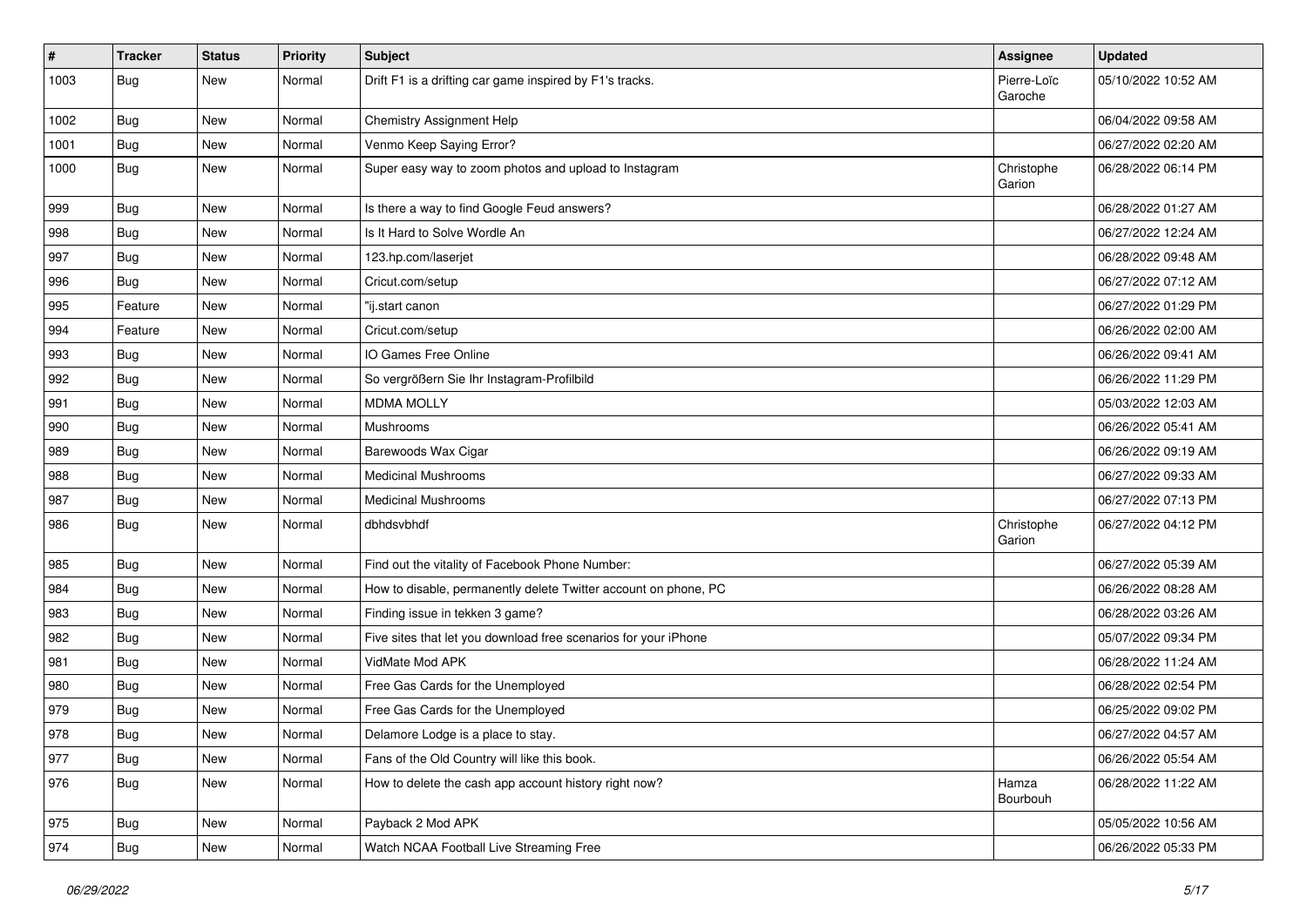| # | Tracker | Status | Priority | Subject | Assignee | Updated |
|---|---|---|---|---|---|---|
| 1003 | Bug | New | Normal | Drift F1 is a drifting car game inspired by F1's tracks. | Pierre-Loïc Garoche | 05/10/2022 10:52 AM |
| 1002 | Bug | New | Normal | Chemistry Assignment Help |  | 06/04/2022 09:58 AM |
| 1001 | Bug | New | Normal | Venmo Keep Saying Error? |  | 06/27/2022 02:20 AM |
| 1000 | Bug | New | Normal | Super easy way to zoom photos and upload to Instagram | Christophe Garion | 06/28/2022 06:14 PM |
| 999 | Bug | New | Normal | Is there a way to find Google Feud answers? |  | 06/28/2022 01:27 AM |
| 998 | Bug | New | Normal | Is It Hard to Solve Wordle An |  | 06/27/2022 12:24 AM |
| 997 | Bug | New | Normal | 123.hp.com/laserjet |  | 06/28/2022 09:48 AM |
| 996 | Bug | New | Normal | Cricut.com/setup |  | 06/27/2022 07:12 AM |
| 995 | Feature | New | Normal | "ij.start canon |  | 06/27/2022 01:29 PM |
| 994 | Feature | New | Normal | Cricut.com/setup |  | 06/26/2022 02:00 AM |
| 993 | Bug | New | Normal | IO Games Free Online |  | 06/26/2022 09:41 AM |
| 992 | Bug | New | Normal | So vergrößern Sie Ihr Instagram-Profilbild |  | 06/26/2022 11:29 PM |
| 991 | Bug | New | Normal | MDMA MOLLY |  | 05/03/2022 12:03 AM |
| 990 | Bug | New | Normal | Mushrooms |  | 06/26/2022 05:41 AM |
| 989 | Bug | New | Normal | Barewoods Wax Cigar |  | 06/26/2022 09:19 AM |
| 988 | Bug | New | Normal | Medicinal Mushrooms |  | 06/27/2022 09:33 AM |
| 987 | Bug | New | Normal | Medicinal Mushrooms |  | 06/27/2022 07:13 PM |
| 986 | Bug | New | Normal | dbhdsvbhdf | Christophe Garion | 06/27/2022 04:12 PM |
| 985 | Bug | New | Normal | Find out the vitality of Facebook Phone Number: |  | 06/27/2022 05:39 AM |
| 984 | Bug | New | Normal | How to disable, permanently delete Twitter account on phone, PC |  | 06/26/2022 08:28 AM |
| 983 | Bug | New | Normal | Finding issue in tekken 3 game? |  | 06/28/2022 03:26 AM |
| 982 | Bug | New | Normal | Five sites that let you download free scenarios for your iPhone |  | 05/07/2022 09:34 PM |
| 981 | Bug | New | Normal | VidMate Mod APK |  | 06/28/2022 11:24 AM |
| 980 | Bug | New | Normal | Free Gas Cards for the Unemployed |  | 06/28/2022 02:54 PM |
| 979 | Bug | New | Normal | Free Gas Cards for the Unemployed |  | 06/25/2022 09:02 PM |
| 978 | Bug | New | Normal | Delamore Lodge is a place to stay. |  | 06/27/2022 04:57 AM |
| 977 | Bug | New | Normal | Fans of the Old Country will like this book. |  | 06/26/2022 05:54 AM |
| 976 | Bug | New | Normal | How to delete the cash app account history right now? | Hamza Bourbouh | 06/28/2022 11:22 AM |
| 975 | Bug | New | Normal | Payback 2 Mod APK |  | 05/05/2022 10:56 AM |
| 974 | Bug | New | Normal | Watch NCAA Football Live Streaming Free |  | 06/26/2022 05:33 PM |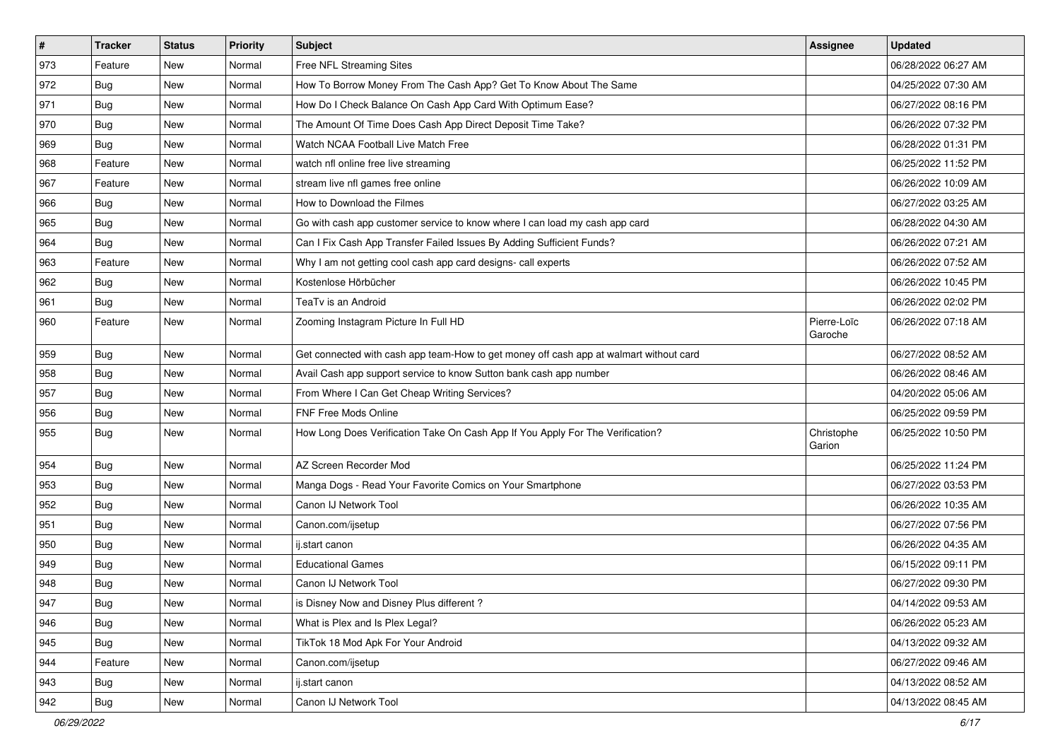| # | Tracker | Status | Priority | Subject | Assignee | Updated |
|---|---|---|---|---|---|---|
| 973 | Feature | New | Normal | Free NFL Streaming Sites | | 06/28/2022 06:27 AM |
| 972 | Bug | New | Normal | How To Borrow Money From The Cash App? Get To Know About The Same | | 04/25/2022 07:30 AM |
| 971 | Bug | New | Normal | How Do I Check Balance On Cash App Card With Optimum Ease? | | 06/27/2022 08:16 PM |
| 970 | Bug | New | Normal | The Amount Of Time Does Cash App Direct Deposit Time Take? | | 06/26/2022 07:32 PM |
| 969 | Bug | New | Normal | Watch NCAA Football Live Match Free | | 06/28/2022 01:31 PM |
| 968 | Feature | New | Normal | watch nfl online free live streaming | | 06/25/2022 11:52 PM |
| 967 | Feature | New | Normal | stream live nfl games free online | | 06/26/2022 10:09 AM |
| 966 | Bug | New | Normal | How to Download the Filmes | | 06/27/2022 03:25 AM |
| 965 | Bug | New | Normal | Go with cash app customer service to know where I can load my cash app card | | 06/28/2022 04:30 AM |
| 964 | Bug | New | Normal | Can I Fix Cash App Transfer Failed Issues By Adding Sufficient Funds? | | 06/26/2022 07:21 AM |
| 963 | Feature | New | Normal | Why I am not getting cool cash app card designs- call experts | | 06/26/2022 07:52 AM |
| 962 | Bug | New | Normal | Kostenlose Hörbücher | | 06/26/2022 10:45 PM |
| 961 | Bug | New | Normal | TeaTv is an Android | | 06/26/2022 02:02 PM |
| 960 | Feature | New | Normal | Zooming Instagram Picture In Full HD | Pierre-Loïc Garoche | 06/26/2022 07:18 AM |
| 959 | Bug | New | Normal | Get connected with cash app team-How to get money off cash app at walmart without card | | 06/27/2022 08:52 AM |
| 958 | Bug | New | Normal | Avail Cash app support service to know Sutton bank cash app number | | 06/26/2022 08:46 AM |
| 957 | Bug | New | Normal | From Where I Can Get Cheap Writing Services? | | 04/20/2022 05:06 AM |
| 956 | Bug | New | Normal | FNF Free Mods Online | | 06/25/2022 09:59 PM |
| 955 | Bug | New | Normal | How Long Does Verification Take On Cash App If You Apply For The Verification? | Christophe Garion | 06/25/2022 10:50 PM |
| 954 | Bug | New | Normal | AZ Screen Recorder Mod | | 06/25/2022 11:24 PM |
| 953 | Bug | New | Normal | Manga Dogs - Read Your Favorite Comics on Your Smartphone | | 06/27/2022 03:53 PM |
| 952 | Bug | New | Normal | Canon IJ Network Tool | | 06/26/2022 10:35 AM |
| 951 | Bug | New | Normal | Canon.com/ijsetup | | 06/27/2022 07:56 PM |
| 950 | Bug | New | Normal | ij.start canon | | 06/26/2022 04:35 AM |
| 949 | Bug | New | Normal | Educational Games | | 06/15/2022 09:11 PM |
| 948 | Bug | New | Normal | Canon IJ Network Tool | | 06/27/2022 09:30 PM |
| 947 | Bug | New | Normal | is Disney Now and Disney Plus different ? | | 04/14/2022 09:53 AM |
| 946 | Bug | New | Normal | What is Plex and Is Plex Legal? | | 06/26/2022 05:23 AM |
| 945 | Bug | New | Normal | TikTok 18 Mod Apk For Your Android | | 04/13/2022 09:32 AM |
| 944 | Feature | New | Normal | Canon.com/ijsetup | | 06/27/2022 09:46 AM |
| 943 | Bug | New | Normal | ij.start canon | | 04/13/2022 08:52 AM |
| 942 | Bug | New | Normal | Canon IJ Network Tool | | 04/13/2022 08:45 AM |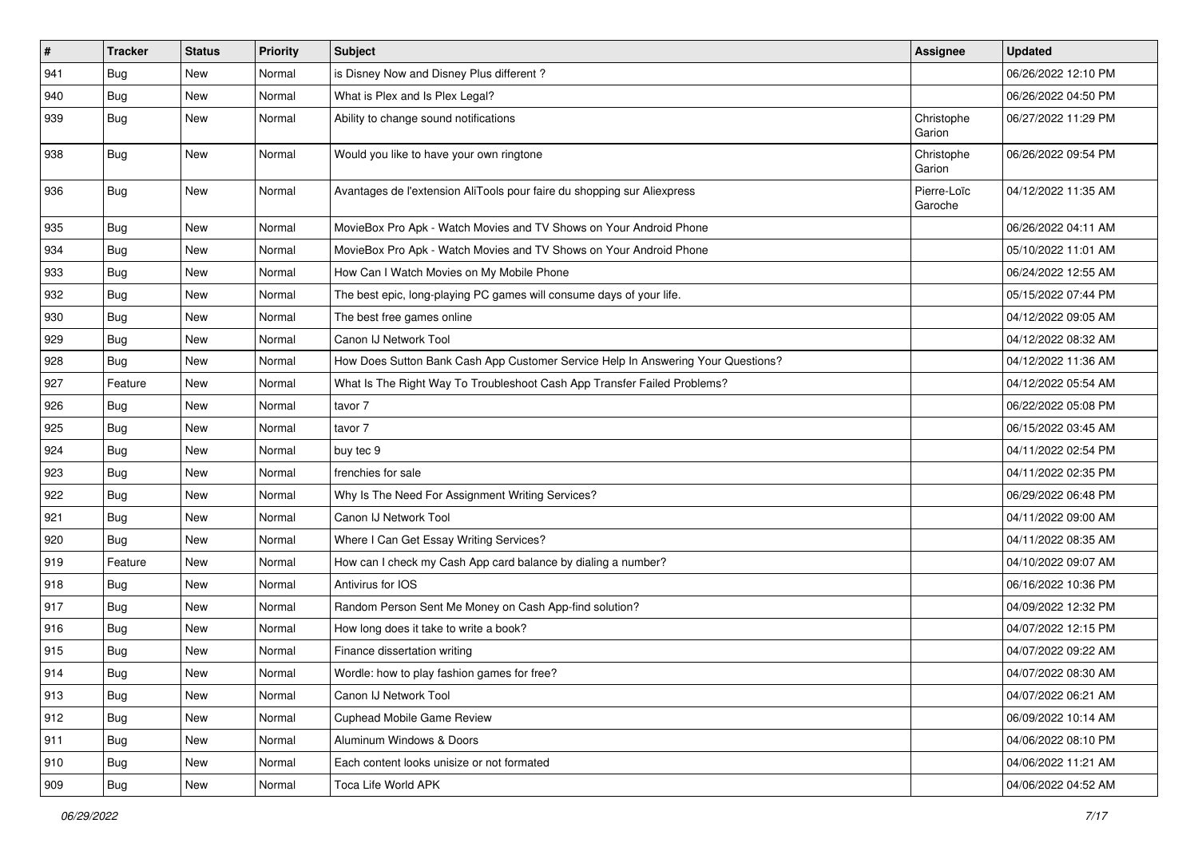| # | Tracker | Status | Priority | Subject | Assignee | Updated |
|---|---|---|---|---|---|---|
| 941 | Bug | New | Normal | is Disney Now and Disney Plus different ? | | 06/26/2022 12:10 PM |
| 940 | Bug | New | Normal | What is Plex and Is Plex Legal? | | 06/26/2022 04:50 PM |
| 939 | Bug | New | Normal | Ability to change sound notifications | Christophe Garion | 06/27/2022 11:29 PM |
| 938 | Bug | New | Normal | Would you like to have your own ringtone | Christophe Garion | 06/26/2022 09:54 PM |
| 936 | Bug | New | Normal | Avantages de l'extension AliTools pour faire du shopping sur Aliexpress | Pierre-Loïc Garoche | 04/12/2022 11:35 AM |
| 935 | Bug | New | Normal | MovieBox Pro Apk - Watch Movies and TV Shows on Your Android Phone | | 06/26/2022 04:11 AM |
| 934 | Bug | New | Normal | MovieBox Pro Apk - Watch Movies and TV Shows on Your Android Phone | | 05/10/2022 11:01 AM |
| 933 | Bug | New | Normal | How Can I Watch Movies on My Mobile Phone | | 06/24/2022 12:55 AM |
| 932 | Bug | New | Normal | The best epic, long-playing PC games will consume days of your life. | | 05/15/2022 07:44 PM |
| 930 | Bug | New | Normal | The best free games online | | 04/12/2022 09:05 AM |
| 929 | Bug | New | Normal | Canon IJ Network Tool | | 04/12/2022 08:32 AM |
| 928 | Bug | New | Normal | How Does Sutton Bank Cash App Customer Service Help In Answering Your Questions? | | 04/12/2022 11:36 AM |
| 927 | Feature | New | Normal | What Is The Right Way To Troubleshoot Cash App Transfer Failed Problems? | | 04/12/2022 05:54 AM |
| 926 | Bug | New | Normal | tavor 7 | | 06/22/2022 05:08 PM |
| 925 | Bug | New | Normal | tavor 7 | | 06/15/2022 03:45 AM |
| 924 | Bug | New | Normal | buy tec 9 | | 04/11/2022 02:54 PM |
| 923 | Bug | New | Normal | frenchies for sale | | 04/11/2022 02:35 PM |
| 922 | Bug | New | Normal | Why Is The Need For Assignment Writing Services? | | 06/29/2022 06:48 PM |
| 921 | Bug | New | Normal | Canon IJ Network Tool | | 04/11/2022 09:00 AM |
| 920 | Bug | New | Normal | Where I Can Get Essay Writing Services? | | 04/11/2022 08:35 AM |
| 919 | Feature | New | Normal | How can I check my Cash App card balance by dialing a number? | | 04/10/2022 09:07 AM |
| 918 | Bug | New | Normal | Antivirus for IOS | | 06/16/2022 10:36 PM |
| 917 | Bug | New | Normal | Random Person Sent Me Money on Cash App-find solution? | | 04/09/2022 12:32 PM |
| 916 | Bug | New | Normal | How long does it take to write a book? | | 04/07/2022 12:15 PM |
| 915 | Bug | New | Normal | Finance dissertation writing | | 04/07/2022 09:22 AM |
| 914 | Bug | New | Normal | Wordle: how to play fashion games for free? | | 04/07/2022 08:30 AM |
| 913 | Bug | New | Normal | Canon IJ Network Tool | | 04/07/2022 06:21 AM |
| 912 | Bug | New | Normal | Cuphead Mobile Game Review | | 06/09/2022 10:14 AM |
| 911 | Bug | New | Normal | Aluminum Windows & Doors | | 04/06/2022 08:10 PM |
| 910 | Bug | New | Normal | Each content looks unisize or not formated | | 04/06/2022 11:21 AM |
| 909 | Bug | New | Normal | Toca Life World APK | | 04/06/2022 04:52 AM |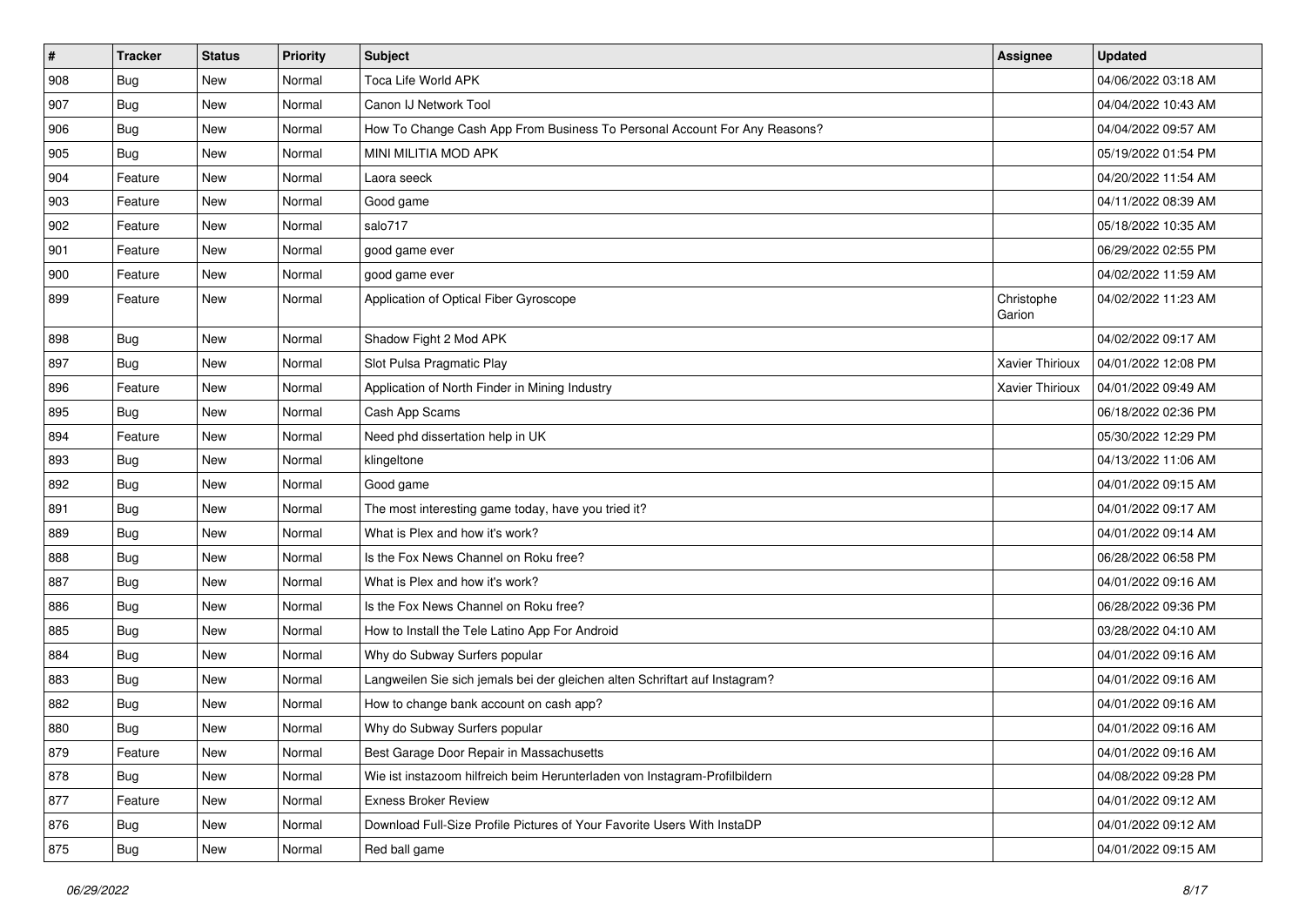| # | Tracker | Status | Priority | Subject | Assignee | Updated |
| --- | --- | --- | --- | --- | --- | --- |
| 908 | Bug | New | Normal | Toca Life World APK |  | 04/06/2022 03:18 AM |
| 907 | Bug | New | Normal | Canon IJ Network Tool |  | 04/04/2022 10:43 AM |
| 906 | Bug | New | Normal | How To Change Cash App From Business To Personal Account For Any Reasons? |  | 04/04/2022 09:57 AM |
| 905 | Bug | New | Normal | MINI MILITIA MOD APK |  | 05/19/2022 01:54 PM |
| 904 | Feature | New | Normal | Laora seeck |  | 04/20/2022 11:54 AM |
| 903 | Feature | New | Normal | Good game |  | 04/11/2022 08:39 AM |
| 902 | Feature | New | Normal | salo717 |  | 05/18/2022 10:35 AM |
| 901 | Feature | New | Normal | good game ever |  | 06/29/2022 02:55 PM |
| 900 | Feature | New | Normal | good game ever |  | 04/02/2022 11:59 AM |
| 899 | Feature | New | Normal | Application of Optical Fiber Gyroscope | Christophe Garion | 04/02/2022 11:23 AM |
| 898 | Bug | New | Normal | Shadow Fight 2 Mod APK |  | 04/02/2022 09:17 AM |
| 897 | Bug | New | Normal | Slot Pulsa Pragmatic Play | Xavier Thirioux | 04/01/2022 12:08 PM |
| 896 | Feature | New | Normal | Application of North Finder in Mining Industry | Xavier Thirioux | 04/01/2022 09:49 AM |
| 895 | Bug | New | Normal | Cash App Scams |  | 06/18/2022 02:36 PM |
| 894 | Feature | New | Normal | Need phd dissertation help in UK |  | 05/30/2022 12:29 PM |
| 893 | Bug | New | Normal | klingeltone |  | 04/13/2022 11:06 AM |
| 892 | Bug | New | Normal | Good game |  | 04/01/2022 09:15 AM |
| 891 | Bug | New | Normal | The most interesting game today, have you tried it? |  | 04/01/2022 09:17 AM |
| 889 | Bug | New | Normal | What is Plex and how it's work? |  | 04/01/2022 09:14 AM |
| 888 | Bug | New | Normal | Is the Fox News Channel on Roku free? |  | 06/28/2022 06:58 PM |
| 887 | Bug | New | Normal | What is Plex and how it's work? |  | 04/01/2022 09:16 AM |
| 886 | Bug | New | Normal | Is the Fox News Channel on Roku free? |  | 06/28/2022 09:36 PM |
| 885 | Bug | New | Normal | How to Install the Tele Latino App For Android |  | 03/28/2022 04:10 AM |
| 884 | Bug | New | Normal | Why do Subway Surfers popular |  | 04/01/2022 09:16 AM |
| 883 | Bug | New | Normal | Langweilen Sie sich jemals bei der gleichen alten Schriftart auf Instagram? |  | 04/01/2022 09:16 AM |
| 882 | Bug | New | Normal | How to change bank account on cash app? |  | 04/01/2022 09:16 AM |
| 880 | Bug | New | Normal | Why do Subway Surfers popular |  | 04/01/2022 09:16 AM |
| 879 | Feature | New | Normal | Best Garage Door Repair in Massachusetts |  | 04/01/2022 09:16 AM |
| 878 | Bug | New | Normal | Wie ist instazoom hilfreich beim Herunterladen von Instagram-Profilbildern |  | 04/08/2022 09:28 PM |
| 877 | Feature | New | Normal | Exness Broker Review |  | 04/01/2022 09:12 AM |
| 876 | Bug | New | Normal | Download Full-Size Profile Pictures of Your Favorite Users With InstaDP |  | 04/01/2022 09:12 AM |
| 875 | Bug | New | Normal | Red ball game |  | 04/01/2022 09:15 AM |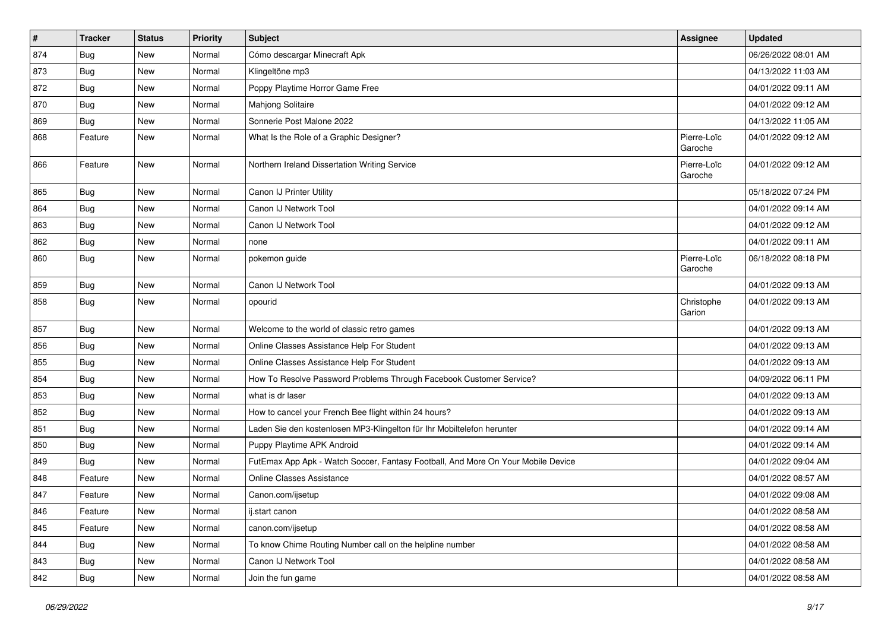| # | Tracker | Status | Priority | Subject | Assignee | Updated |
|---|---|---|---|---|---|---|
| 874 | Bug | New | Normal | Cómo descargar Minecraft Apk | | 06/26/2022 08:01 AM |
| 873 | Bug | New | Normal | Klingeltöne mp3 | | 04/13/2022 11:03 AM |
| 872 | Bug | New | Normal | Poppy Playtime Horror Game Free | | 04/01/2022 09:11 AM |
| 870 | Bug | New | Normal | Mahjong Solitaire | | 04/01/2022 09:12 AM |
| 869 | Bug | New | Normal | Sonnerie Post Malone 2022 | | 04/13/2022 11:05 AM |
| 868 | Feature | New | Normal | What Is the Role of a Graphic Designer? | Pierre-Loïc Garoche | 04/01/2022 09:12 AM |
| 866 | Feature | New | Normal | Northern Ireland Dissertation Writing Service | Pierre-Loïc Garoche | 04/01/2022 09:12 AM |
| 865 | Bug | New | Normal | Canon IJ Printer Utility | | 05/18/2022 07:24 PM |
| 864 | Bug | New | Normal | Canon IJ Network Tool | | 04/01/2022 09:14 AM |
| 863 | Bug | New | Normal | Canon IJ Network Tool | | 04/01/2022 09:12 AM |
| 862 | Bug | New | Normal | none | | 04/01/2022 09:11 AM |
| 860 | Bug | New | Normal | pokemon guide | Pierre-Loïc Garoche | 06/18/2022 08:18 PM |
| 859 | Bug | New | Normal | Canon IJ Network Tool | | 04/01/2022 09:13 AM |
| 858 | Bug | New | Normal | opourid | Christophe Garion | 04/01/2022 09:13 AM |
| 857 | Bug | New | Normal | Welcome to the world of classic retro games | | 04/01/2022 09:13 AM |
| 856 | Bug | New | Normal | Online Classes Assistance Help For Student | | 04/01/2022 09:13 AM |
| 855 | Bug | New | Normal | Online Classes Assistance Help For Student | | 04/01/2022 09:13 AM |
| 854 | Bug | New | Normal | How To Resolve Password Problems Through Facebook Customer Service? | | 04/09/2022 06:11 PM |
| 853 | Bug | New | Normal | what is dr laser | | 04/01/2022 09:13 AM |
| 852 | Bug | New | Normal | How to cancel your French Bee flight within 24 hours? | | 04/01/2022 09:13 AM |
| 851 | Bug | New | Normal | Laden Sie den kostenlosen MP3-Klingelton für Ihr Mobiltelefon herunter | | 04/01/2022 09:14 AM |
| 850 | Bug | New | Normal | Puppy Playtime APK Android | | 04/01/2022 09:14 AM |
| 849 | Bug | New | Normal | FutEmax App Apk - Watch Soccer, Fantasy Football, And More On Your Mobile Device | | 04/01/2022 09:04 AM |
| 848 | Feature | New | Normal | Online Classes Assistance | | 04/01/2022 08:57 AM |
| 847 | Feature | New | Normal | Canon.com/ijsetup | | 04/01/2022 09:08 AM |
| 846 | Feature | New | Normal | ij.start canon | | 04/01/2022 08:58 AM |
| 845 | Feature | New | Normal | canon.com/ijsetup | | 04/01/2022 08:58 AM |
| 844 | Bug | New | Normal | To know Chime Routing Number call on the helpline number | | 04/01/2022 08:58 AM |
| 843 | Bug | New | Normal | Canon IJ Network Tool | | 04/01/2022 08:58 AM |
| 842 | Bug | New | Normal | Join the fun game | | 04/01/2022 08:58 AM |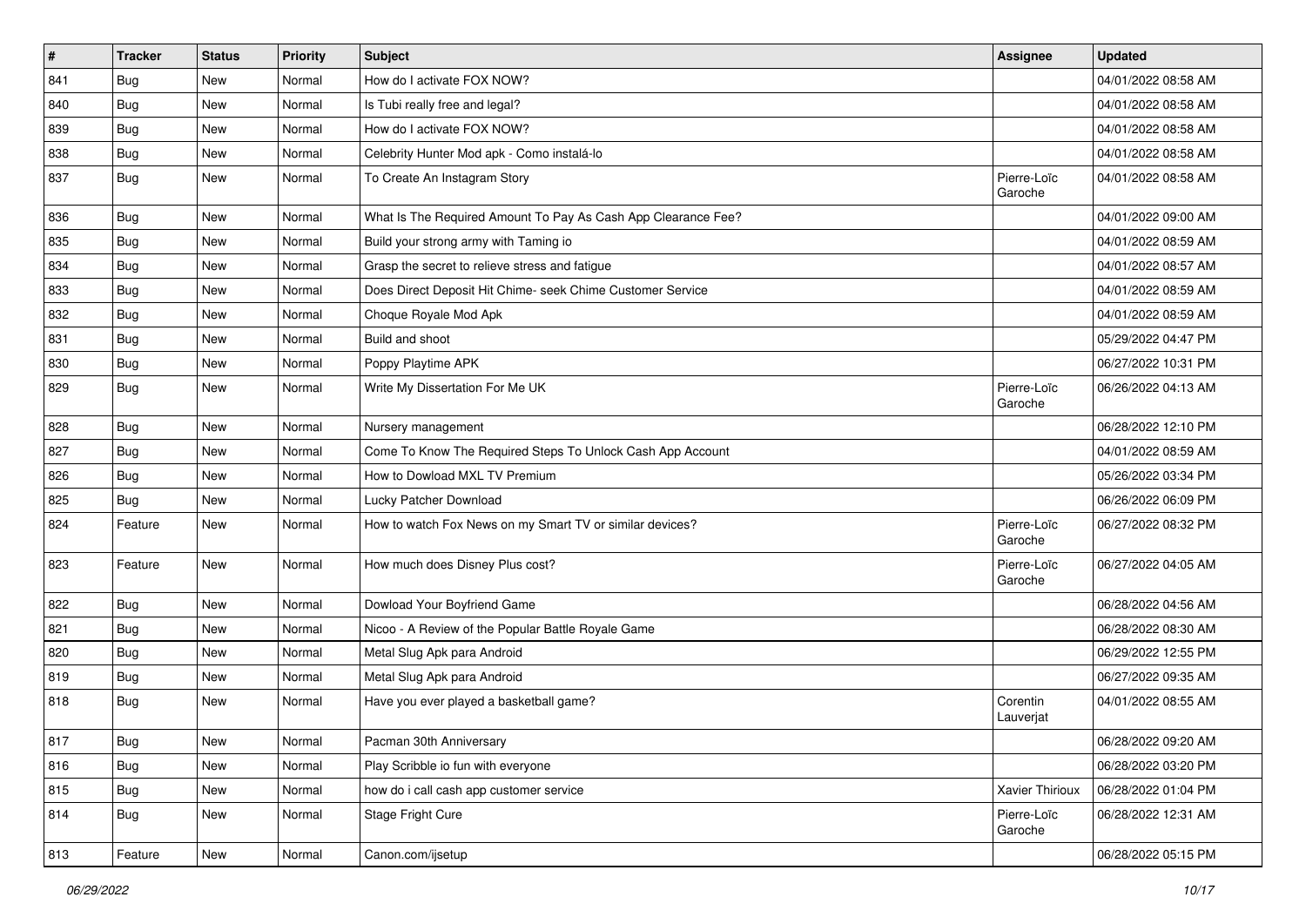| # | Tracker | Status | Priority | Subject | Assignee | Updated |
|---|---|---|---|---|---|---|
| 841 | Bug | New | Normal | How do I activate FOX NOW? | | 04/01/2022 08:58 AM |
| 840 | Bug | New | Normal | Is Tubi really free and legal? | | 04/01/2022 08:58 AM |
| 839 | Bug | New | Normal | How do I activate FOX NOW? | | 04/01/2022 08:58 AM |
| 838 | Bug | New | Normal | Celebrity Hunter Mod apk - Como instalá-lo | | 04/01/2022 08:58 AM |
| 837 | Bug | New | Normal | To Create An Instagram Story | Pierre-Loïc Garoche | 04/01/2022 08:58 AM |
| 836 | Bug | New | Normal | What Is The Required Amount To Pay As Cash App Clearance Fee? | | 04/01/2022 09:00 AM |
| 835 | Bug | New | Normal | Build your strong army with Taming io | | 04/01/2022 08:59 AM |
| 834 | Bug | New | Normal | Grasp the secret to relieve stress and fatigue | | 04/01/2022 08:57 AM |
| 833 | Bug | New | Normal | Does Direct Deposit Hit Chime- seek Chime Customer Service | | 04/01/2022 08:59 AM |
| 832 | Bug | New | Normal | Choque Royale Mod Apk | | 04/01/2022 08:59 AM |
| 831 | Bug | New | Normal | Build and shoot | | 05/29/2022 04:47 PM |
| 830 | Bug | New | Normal | Poppy Playtime APK | | 06/27/2022 10:31 PM |
| 829 | Bug | New | Normal | Write My Dissertation For Me UK | Pierre-Loïc Garoche | 06/26/2022 04:13 AM |
| 828 | Bug | New | Normal | Nursery management | | 06/28/2022 12:10 PM |
| 827 | Bug | New | Normal | Come To Know The Required Steps To Unlock Cash App Account | | 04/01/2022 08:59 AM |
| 826 | Bug | New | Normal | How to Dowload MXL TV Premium | | 05/26/2022 03:34 PM |
| 825 | Bug | New | Normal | Lucky Patcher Download | | 06/26/2022 06:09 PM |
| 824 | Feature | New | Normal | How to watch Fox News on my Smart TV or similar devices? | Pierre-Loïc Garoche | 06/27/2022 08:32 PM |
| 823 | Feature | New | Normal | How much does Disney Plus cost? | Pierre-Loïc Garoche | 06/27/2022 04:05 AM |
| 822 | Bug | New | Normal | Dowload Your Boyfriend Game | | 06/28/2022 04:56 AM |
| 821 | Bug | New | Normal | Nicoo - A Review of the Popular Battle Royale Game | | 06/28/2022 08:30 AM |
| 820 | Bug | New | Normal | Metal Slug Apk para Android | | 06/29/2022 12:55 PM |
| 819 | Bug | New | Normal | Metal Slug Apk para Android | | 06/27/2022 09:35 AM |
| 818 | Bug | New | Normal | Have you ever played a basketball game? | Corentin Lauverjat | 04/01/2022 08:55 AM |
| 817 | Bug | New | Normal | Pacman 30th Anniversary | | 06/28/2022 09:20 AM |
| 816 | Bug | New | Normal | Play Scribble io fun with everyone | | 06/28/2022 03:20 PM |
| 815 | Bug | New | Normal | how do i call cash app customer service | Xavier Thirioux | 06/28/2022 01:04 PM |
| 814 | Bug | New | Normal | Stage Fright Cure | Pierre-Loïc Garoche | 06/28/2022 12:31 AM |
| 813 | Feature | New | Normal | Canon.com/ijsetup | | 06/28/2022 05:15 PM |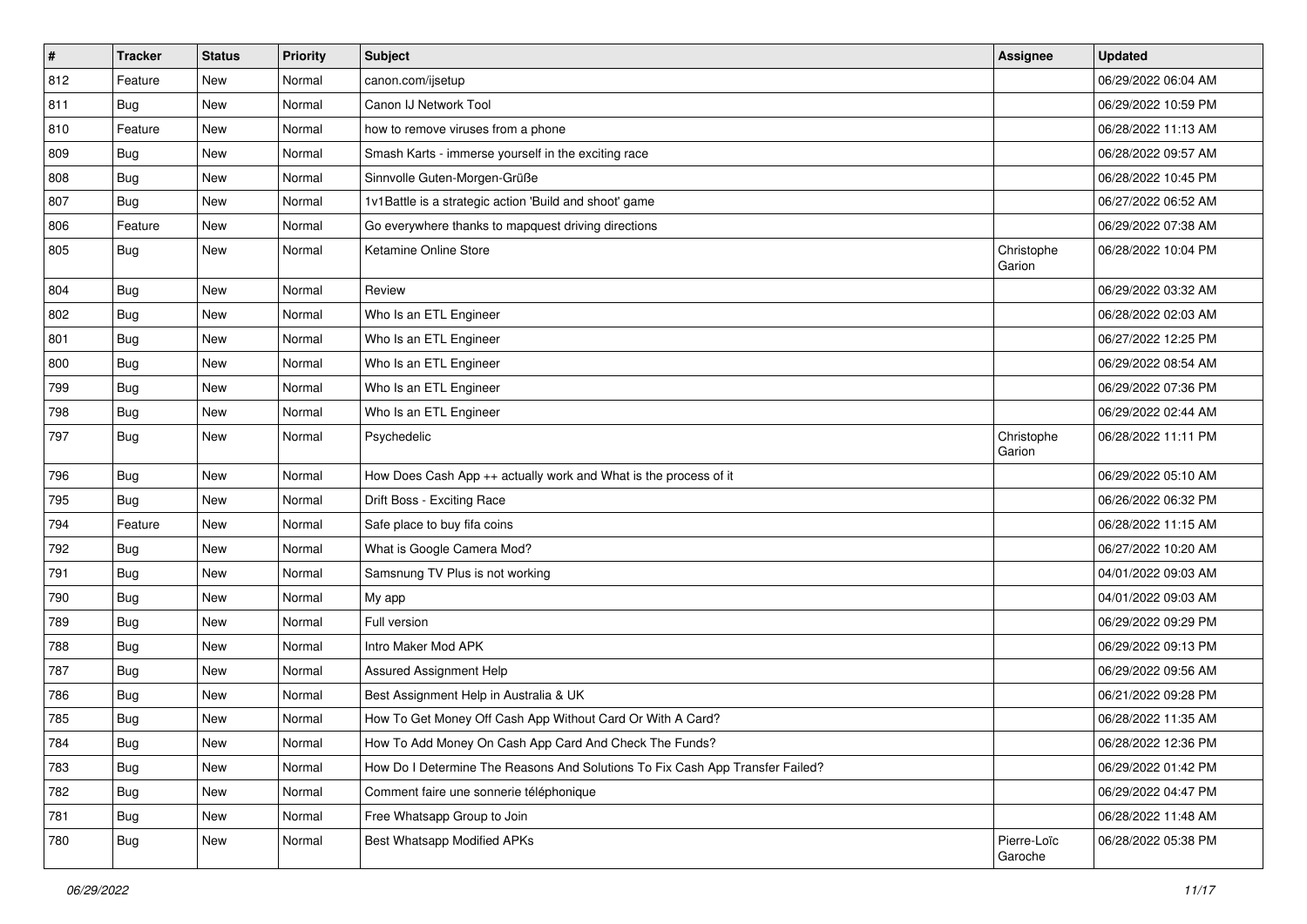| # | Tracker | Status | Priority | Subject | Assignee | Updated |
| --- | --- | --- | --- | --- | --- | --- |
| 812 | Feature | New | Normal | canon.com/ijsetup | | 06/29/2022 06:04 AM |
| 811 | Bug | New | Normal | Canon IJ Network Tool | | 06/29/2022 10:59 PM |
| 810 | Feature | New | Normal | how to remove viruses from a phone | | 06/28/2022 11:13 AM |
| 809 | Bug | New | Normal | Smash Karts - immerse yourself in the exciting race | | 06/28/2022 09:57 AM |
| 808 | Bug | New | Normal | Sinnvolle Guten-Morgen-Grüße | | 06/28/2022 10:45 PM |
| 807 | Bug | New | Normal | 1v1Battle is a strategic action 'Build and shoot' game | | 06/27/2022 06:52 AM |
| 806 | Feature | New | Normal | Go everywhere thanks to mapquest driving directions | | 06/29/2022 07:38 AM |
| 805 | Bug | New | Normal | Ketamine Online Store | Christophe Garion | 06/28/2022 10:04 PM |
| 804 | Bug | New | Normal | Review | | 06/29/2022 03:32 AM |
| 802 | Bug | New | Normal | Who Is an ETL Engineer | | 06/28/2022 02:03 AM |
| 801 | Bug | New | Normal | Who Is an ETL Engineer | | 06/27/2022 12:25 PM |
| 800 | Bug | New | Normal | Who Is an ETL Engineer | | 06/29/2022 08:54 AM |
| 799 | Bug | New | Normal | Who Is an ETL Engineer | | 06/29/2022 07:36 PM |
| 798 | Bug | New | Normal | Who Is an ETL Engineer | | 06/29/2022 02:44 AM |
| 797 | Bug | New | Normal | Psychedelic | Christophe Garion | 06/28/2022 11:11 PM |
| 796 | Bug | New | Normal | How Does Cash App ++ actually work and What is the process of it | | 06/29/2022 05:10 AM |
| 795 | Bug | New | Normal | Drift Boss - Exciting Race | | 06/26/2022 06:32 PM |
| 794 | Feature | New | Normal | Safe place to buy fifa coins | | 06/28/2022 11:15 AM |
| 792 | Bug | New | Normal | What is Google Camera Mod? | | 06/27/2022 10:20 AM |
| 791 | Bug | New | Normal | Samsnung TV Plus is not working | | 04/01/2022 09:03 AM |
| 790 | Bug | New | Normal | My app | | 04/01/2022 09:03 AM |
| 789 | Bug | New | Normal | Full version | | 06/29/2022 09:29 PM |
| 788 | Bug | New | Normal | Intro Maker Mod APK | | 06/29/2022 09:13 PM |
| 787 | Bug | New | Normal | Assured Assignment Help | | 06/29/2022 09:56 AM |
| 786 | Bug | New | Normal | Best Assignment Help in Australia & UK | | 06/21/2022 09:28 PM |
| 785 | Bug | New | Normal | How To Get Money Off Cash App Without Card Or With A Card? | | 06/28/2022 11:35 AM |
| 784 | Bug | New | Normal | How To Add Money On Cash App Card And Check The Funds? | | 06/28/2022 12:36 PM |
| 783 | Bug | New | Normal | How Do I Determine The Reasons And Solutions To Fix Cash App Transfer Failed? | | 06/29/2022 01:42 PM |
| 782 | Bug | New | Normal | Comment faire une sonnerie téléphonique | | 06/29/2022 04:47 PM |
| 781 | Bug | New | Normal | Free Whatsapp Group to Join | | 06/28/2022 11:48 AM |
| 780 | Bug | New | Normal | Best Whatsapp Modified APKs | Pierre-Loïc Garoche | 06/28/2022 05:38 PM |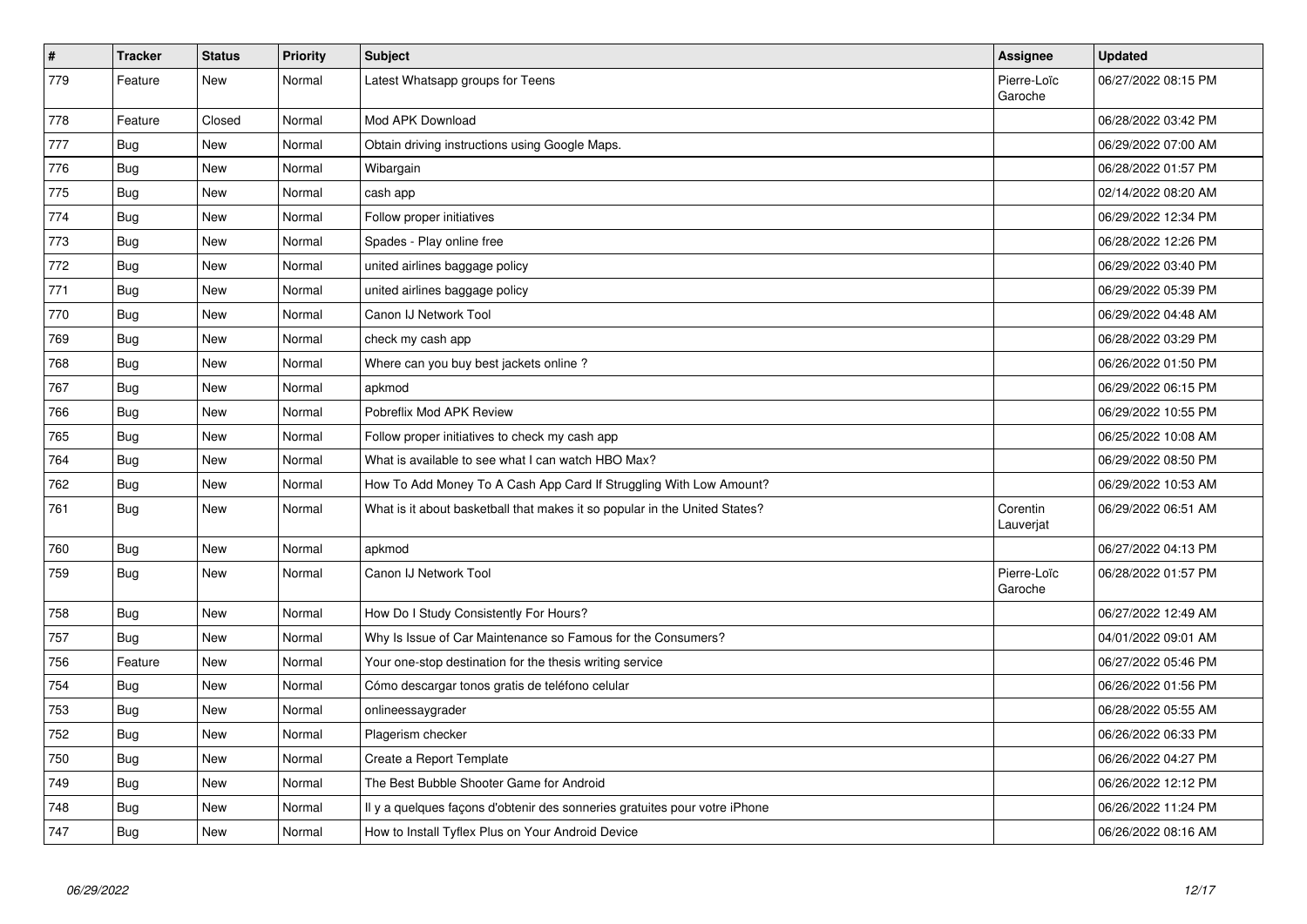| # | Tracker | Status | Priority | Subject | Assignee | Updated |
|---|---|---|---|---|---|---|
| 779 | Feature | New | Normal | Latest Whatsapp groups for Teens | Pierre-Loïc Garoche | 06/27/2022 08:15 PM |
| 778 | Feature | Closed | Normal | Mod APK Download | | 06/28/2022 03:42 PM |
| 777 | Bug | New | Normal | Obtain driving instructions using Google Maps. | | 06/29/2022 07:00 AM |
| 776 | Bug | New | Normal | Wibargain | | 06/28/2022 01:57 PM |
| 775 | Bug | New | Normal | cash app | | 02/14/2022 08:20 AM |
| 774 | Bug | New | Normal | Follow proper initiatives | | 06/29/2022 12:34 PM |
| 773 | Bug | New | Normal | Spades - Play online free | | 06/28/2022 12:26 PM |
| 772 | Bug | New | Normal | united airlines baggage policy | | 06/29/2022 03:40 PM |
| 771 | Bug | New | Normal | united airlines baggage policy | | 06/29/2022 05:39 PM |
| 770 | Bug | New | Normal | Canon IJ Network Tool | | 06/29/2022 04:48 AM |
| 769 | Bug | New | Normal | check my cash app | | 06/28/2022 03:29 PM |
| 768 | Bug | New | Normal | Where can you buy best jackets online ? | | 06/26/2022 01:50 PM |
| 767 | Bug | New | Normal | apkmod | | 06/29/2022 06:15 PM |
| 766 | Bug | New | Normal | Pobreflix Mod APK Review | | 06/29/2022 10:55 PM |
| 765 | Bug | New | Normal | Follow proper initiatives to check my cash app | | 06/25/2022 10:08 AM |
| 764 | Bug | New | Normal | What is available to see what I can watch HBO Max? | | 06/29/2022 08:50 PM |
| 762 | Bug | New | Normal | How To Add Money To A Cash App Card If Struggling With Low Amount? | | 06/29/2022 10:53 AM |
| 761 | Bug | New | Normal | What is it about basketball that makes it so popular in the United States? | Corentin Lauverjat | 06/29/2022 06:51 AM |
| 760 | Bug | New | Normal | apkmod | | 06/27/2022 04:13 PM |
| 759 | Bug | New | Normal | Canon IJ Network Tool | Pierre-Loïc Garoche | 06/28/2022 01:57 PM |
| 758 | Bug | New | Normal | How Do I Study Consistently For Hours? | | 06/27/2022 12:49 AM |
| 757 | Bug | New | Normal | Why Is Issue of Car Maintenance so Famous for the Consumers? | | 04/01/2022 09:01 AM |
| 756 | Feature | New | Normal | Your one-stop destination for the thesis writing service | | 06/27/2022 05:46 PM |
| 754 | Bug | New | Normal | Cómo descargar tonos gratis de teléfono celular | | 06/26/2022 01:56 PM |
| 753 | Bug | New | Normal | onlineessaygrader | | 06/28/2022 05:55 AM |
| 752 | Bug | New | Normal | Plagerism checker | | 06/26/2022 06:33 PM |
| 750 | Bug | New | Normal | Create a Report Template | | 06/26/2022 04:27 PM |
| 749 | Bug | New | Normal | The Best Bubble Shooter Game for Android | | 06/26/2022 12:12 PM |
| 748 | Bug | New | Normal | Il y a quelques façons d'obtenir des sonneries gratuites pour votre iPhone | | 06/26/2022 11:24 PM |
| 747 | Bug | New | Normal | How to Install Tyflex Plus on Your Android Device | | 06/26/2022 08:16 AM |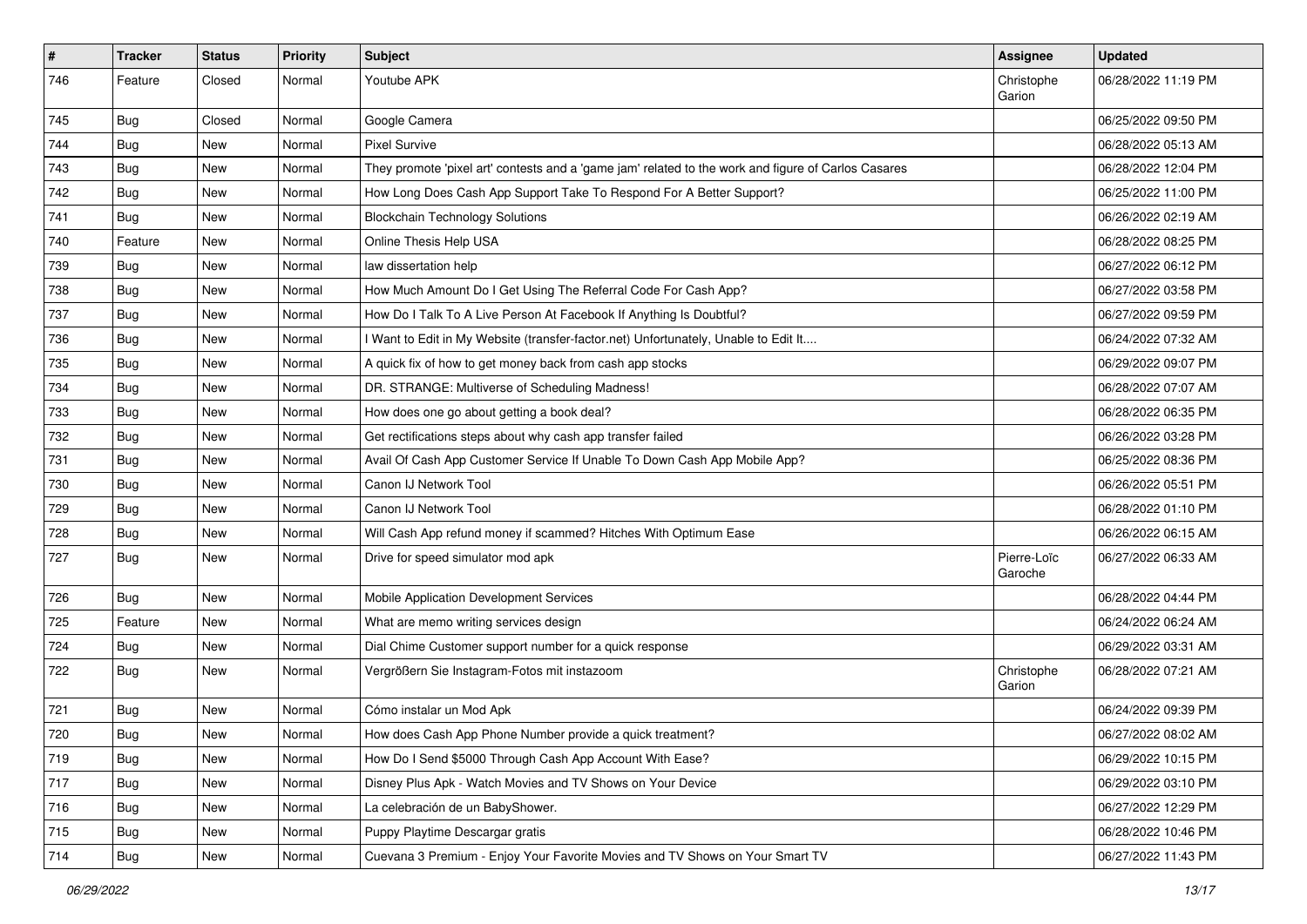| # | Tracker | Status | Priority | Subject | Assignee | Updated |
|---|---|---|---|---|---|---|
| 746 | Feature | Closed | Normal | Youtube APK | Christophe Garion | 06/28/2022 11:19 PM |
| 745 | Bug | Closed | Normal | Google Camera | | 06/25/2022 09:50 PM |
| 744 | Bug | New | Normal | Pixel Survive | | 06/28/2022 05:13 AM |
| 743 | Bug | New | Normal | They promote 'pixel art' contests and a 'game jam' related to the work and figure of Carlos Casares | | 06/28/2022 12:04 PM |
| 742 | Bug | New | Normal | How Long Does Cash App Support Take To Respond For A Better Support? | | 06/25/2022 11:00 PM |
| 741 | Bug | New | Normal | Blockchain Technology Solutions | | 06/26/2022 02:19 AM |
| 740 | Feature | New | Normal | Online Thesis Help USA | | 06/28/2022 08:25 PM |
| 739 | Bug | New | Normal | law dissertation help | | 06/27/2022 06:12 PM |
| 738 | Bug | New | Normal | How Much Amount Do I Get Using The Referral Code For Cash App? | | 06/27/2022 03:58 PM |
| 737 | Bug | New | Normal | How Do I Talk To A Live Person At Facebook If Anything Is Doubtful? | | 06/27/2022 09:59 PM |
| 736 | Bug | New | Normal | I Want to Edit in My Website (transfer-factor.net) Unfortunately, Unable to Edit It.... | | 06/24/2022 07:32 AM |
| 735 | Bug | New | Normal | A quick fix of how to get money back from cash app stocks | | 06/29/2022 09:07 PM |
| 734 | Bug | New | Normal | DR. STRANGE: Multiverse of Scheduling Madness! | | 06/28/2022 07:07 AM |
| 733 | Bug | New | Normal | How does one go about getting a book deal? | | 06/28/2022 06:35 PM |
| 732 | Bug | New | Normal | Get rectifications steps about why cash app transfer failed | | 06/26/2022 03:28 PM |
| 731 | Bug | New | Normal | Avail Of Cash App Customer Service If Unable To Down Cash App Mobile App? | | 06/25/2022 08:36 PM |
| 730 | Bug | New | Normal | Canon IJ Network Tool | | 06/26/2022 05:51 PM |
| 729 | Bug | New | Normal | Canon IJ Network Tool | | 06/28/2022 01:10 PM |
| 728 | Bug | New | Normal | Will Cash App refund money if scammed? Hitches With Optimum Ease | | 06/26/2022 06:15 AM |
| 727 | Bug | New | Normal | Drive for speed simulator mod apk | Pierre-Loïc Garoche | 06/27/2022 06:33 AM |
| 726 | Bug | New | Normal | Mobile Application Development Services | | 06/28/2022 04:44 PM |
| 725 | Feature | New | Normal | What are memo writing services design | | 06/24/2022 06:24 AM |
| 724 | Bug | New | Normal | Dial Chime Customer support number for a quick response | | 06/29/2022 03:31 AM |
| 722 | Bug | New | Normal | Vergrößern Sie Instagram-Fotos mit instazoom | Christophe Garion | 06/28/2022 07:21 AM |
| 721 | Bug | New | Normal | Cómo instalar un Mod Apk | | 06/24/2022 09:39 PM |
| 720 | Bug | New | Normal | How does Cash App Phone Number provide a quick treatment? | | 06/27/2022 08:02 AM |
| 719 | Bug | New | Normal | How Do I Send $5000 Through Cash App Account With Ease? | | 06/29/2022 10:15 PM |
| 717 | Bug | New | Normal | Disney Plus Apk - Watch Movies and TV Shows on Your Device | | 06/29/2022 03:10 PM |
| 716 | Bug | New | Normal | La celebración de un BabyShower. | | 06/27/2022 12:29 PM |
| 715 | Bug | New | Normal | Puppy Playtime Descargar gratis | | 06/28/2022 10:46 PM |
| 714 | Bug | New | Normal | Cuevana 3 Premium - Enjoy Your Favorite Movies and TV Shows on Your Smart TV | | 06/27/2022 11:43 PM |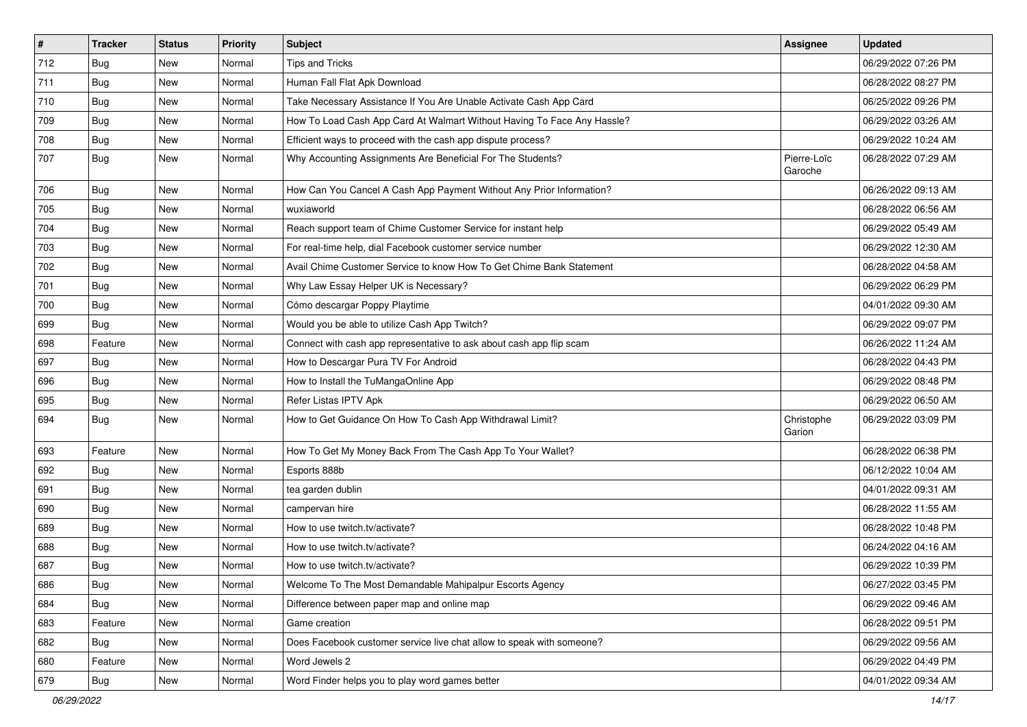| # | Tracker | Status | Priority | Subject | Assignee | Updated |
| --- | --- | --- | --- | --- | --- | --- |
| 712 | Bug | New | Normal | Tips and Tricks | | 06/29/2022 07:26 PM |
| 711 | Bug | New | Normal | Human Fall Flat Apk Download | | 06/28/2022 08:27 PM |
| 710 | Bug | New | Normal | Take Necessary Assistance If You Are Unable Activate Cash App Card | | 06/25/2022 09:26 PM |
| 709 | Bug | New | Normal | How To Load Cash App Card At Walmart Without Having To Face Any Hassle? | | 06/29/2022 03:26 AM |
| 708 | Bug | New | Normal | Efficient ways to proceed with the cash app dispute process? | | 06/29/2022 10:24 AM |
| 707 | Bug | New | Normal | Why Accounting Assignments Are Beneficial For The Students? | Pierre-Loïc Garoche | 06/28/2022 07:29 AM |
| 706 | Bug | New | Normal | How Can You Cancel A Cash App Payment Without Any Prior Information? | | 06/26/2022 09:13 AM |
| 705 | Bug | New | Normal | wuxiaworld | | 06/28/2022 06:56 AM |
| 704 | Bug | New | Normal | Reach support team of Chime Customer Service for instant help | | 06/29/2022 05:49 AM |
| 703 | Bug | New | Normal | For real-time help, dial Facebook customer service number | | 06/29/2022 12:30 AM |
| 702 | Bug | New | Normal | Avail Chime Customer Service to know How To Get Chime Bank Statement | | 06/28/2022 04:58 AM |
| 701 | Bug | New | Normal | Why Law Essay Helper UK is Necessary? | | 06/29/2022 06:29 PM |
| 700 | Bug | New | Normal | Cómo descargar Poppy Playtime | | 04/01/2022 09:30 AM |
| 699 | Bug | New | Normal | Would you be able to utilize Cash App Twitch? | | 06/29/2022 09:07 PM |
| 698 | Feature | New | Normal | Connect with cash app representative to ask about cash app flip scam | | 06/26/2022 11:24 AM |
| 697 | Bug | New | Normal | How to Descargar Pura TV For Android | | 06/28/2022 04:43 PM |
| 696 | Bug | New | Normal | How to Install the TuMangaOnline App | | 06/29/2022 08:48 PM |
| 695 | Bug | New | Normal | Refer Listas IPTV Apk | | 06/29/2022 06:50 AM |
| 694 | Bug | New | Normal | How to Get Guidance On How To Cash App Withdrawal Limit? | Christophe Garion | 06/29/2022 03:09 PM |
| 693 | Feature | New | Normal | How To Get My Money Back From The Cash App To Your Wallet? | | 06/28/2022 06:38 PM |
| 692 | Bug | New | Normal | Esports 888b | | 06/12/2022 10:04 AM |
| 691 | Bug | New | Normal | tea garden dublin | | 04/01/2022 09:31 AM |
| 690 | Bug | New | Normal | campervan hire | | 06/28/2022 11:55 AM |
| 689 | Bug | New | Normal | How to use twitch.tv/activate? | | 06/28/2022 10:48 PM |
| 688 | Bug | New | Normal | How to use twitch.tv/activate? | | 06/24/2022 04:16 AM |
| 687 | Bug | New | Normal | How to use twitch.tv/activate? | | 06/29/2022 10:39 PM |
| 686 | Bug | New | Normal | Welcome To The Most Demandable Mahipalpur Escorts Agency | | 06/27/2022 03:45 PM |
| 684 | Bug | New | Normal | Difference between paper map and online map | | 06/29/2022 09:46 AM |
| 683 | Feature | New | Normal | Game creation | | 06/28/2022 09:51 PM |
| 682 | Bug | New | Normal | Does Facebook customer service live chat allow to speak with someone? | | 06/29/2022 09:56 AM |
| 680 | Feature | New | Normal | Word Jewels 2 | | 06/29/2022 04:49 PM |
| 679 | Bug | New | Normal | Word Finder helps you to play word games better | | 04/01/2022 09:34 AM |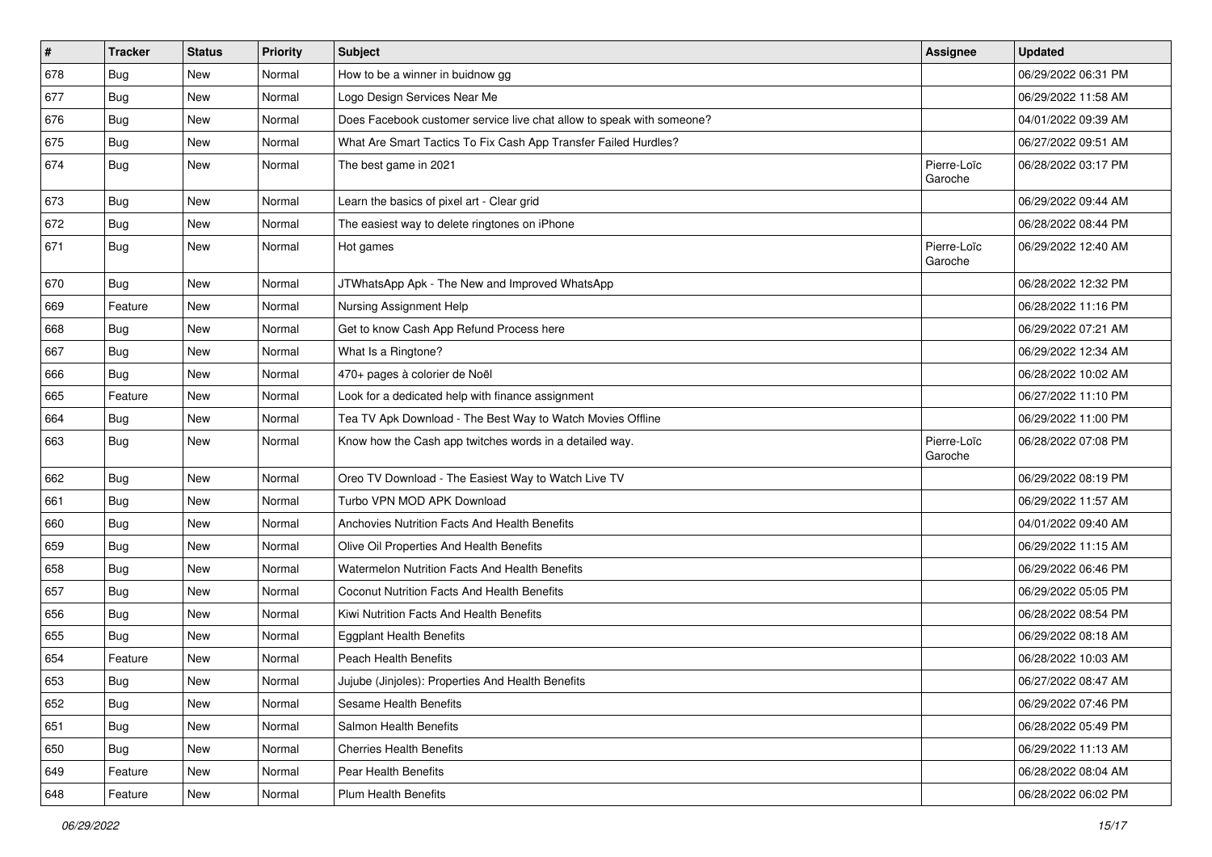| # | Tracker | Status | Priority | Subject | Assignee | Updated |
|---|---|---|---|---|---|---|
| 678 | Bug | New | Normal | How to be a winner in buidnow gg | | 06/29/2022 06:31 PM |
| 677 | Bug | New | Normal | Logo Design Services Near Me | | 06/29/2022 11:58 AM |
| 676 | Bug | New | Normal | Does Facebook customer service live chat allow to speak with someone? | | 04/01/2022 09:39 AM |
| 675 | Bug | New | Normal | What Are Smart Tactics To Fix Cash App Transfer Failed Hurdles? | | 06/27/2022 09:51 AM |
| 674 | Bug | New | Normal | The best game in 2021 | Pierre-Loïc Garoche | 06/28/2022 03:17 PM |
| 673 | Bug | New | Normal | Learn the basics of pixel art - Clear grid | | 06/29/2022 09:44 AM |
| 672 | Bug | New | Normal | The easiest way to delete ringtones on iPhone | | 06/28/2022 08:44 PM |
| 671 | Bug | New | Normal | Hot games | Pierre-Loïc Garoche | 06/29/2022 12:40 AM |
| 670 | Bug | New | Normal | JTWhatsApp Apk - The New and Improved WhatsApp | | 06/28/2022 12:32 PM |
| 669 | Feature | New | Normal | Nursing Assignment Help | | 06/28/2022 11:16 PM |
| 668 | Bug | New | Normal | Get to know Cash App Refund Process here | | 06/29/2022 07:21 AM |
| 667 | Bug | New | Normal | What Is a Ringtone? | | 06/29/2022 12:34 AM |
| 666 | Bug | New | Normal | 470+ pages à colorier de Noël | | 06/28/2022 10:02 AM |
| 665 | Feature | New | Normal | Look for a dedicated help with finance assignment | | 06/27/2022 11:10 PM |
| 664 | Bug | New | Normal | Tea TV Apk Download - The Best Way to Watch Movies Offline | | 06/29/2022 11:00 PM |
| 663 | Bug | New | Normal | Know how the Cash app twitches words in a detailed way. | Pierre-Loïc Garoche | 06/28/2022 07:08 PM |
| 662 | Bug | New | Normal | Oreo TV Download - The Easiest Way to Watch Live TV | | 06/29/2022 08:19 PM |
| 661 | Bug | New | Normal | Turbo VPN MOD APK Download | | 06/29/2022 11:57 AM |
| 660 | Bug | New | Normal | Anchovies Nutrition Facts And Health Benefits | | 04/01/2022 09:40 AM |
| 659 | Bug | New | Normal | Olive Oil Properties And Health Benefits | | 06/29/2022 11:15 AM |
| 658 | Bug | New | Normal | Watermelon Nutrition Facts And Health Benefits | | 06/29/2022 06:46 PM |
| 657 | Bug | New | Normal | Coconut Nutrition Facts And Health Benefits | | 06/29/2022 05:05 PM |
| 656 | Bug | New | Normal | Kiwi Nutrition Facts And Health Benefits | | 06/28/2022 08:54 PM |
| 655 | Bug | New | Normal | Eggplant Health Benefits | | 06/29/2022 08:18 AM |
| 654 | Feature | New | Normal | Peach Health Benefits | | 06/28/2022 10:03 AM |
| 653 | Bug | New | Normal | Jujube (Jinjoles): Properties And Health Benefits | | 06/27/2022 08:47 AM |
| 652 | Bug | New | Normal | Sesame Health Benefits | | 06/29/2022 07:46 PM |
| 651 | Bug | New | Normal | Salmon Health Benefits | | 06/28/2022 05:49 PM |
| 650 | Bug | New | Normal | Cherries Health Benefits | | 06/29/2022 11:13 AM |
| 649 | Feature | New | Normal | Pear Health Benefits | | 06/28/2022 08:04 AM |
| 648 | Feature | New | Normal | Plum Health Benefits | | 06/28/2022 06:02 PM |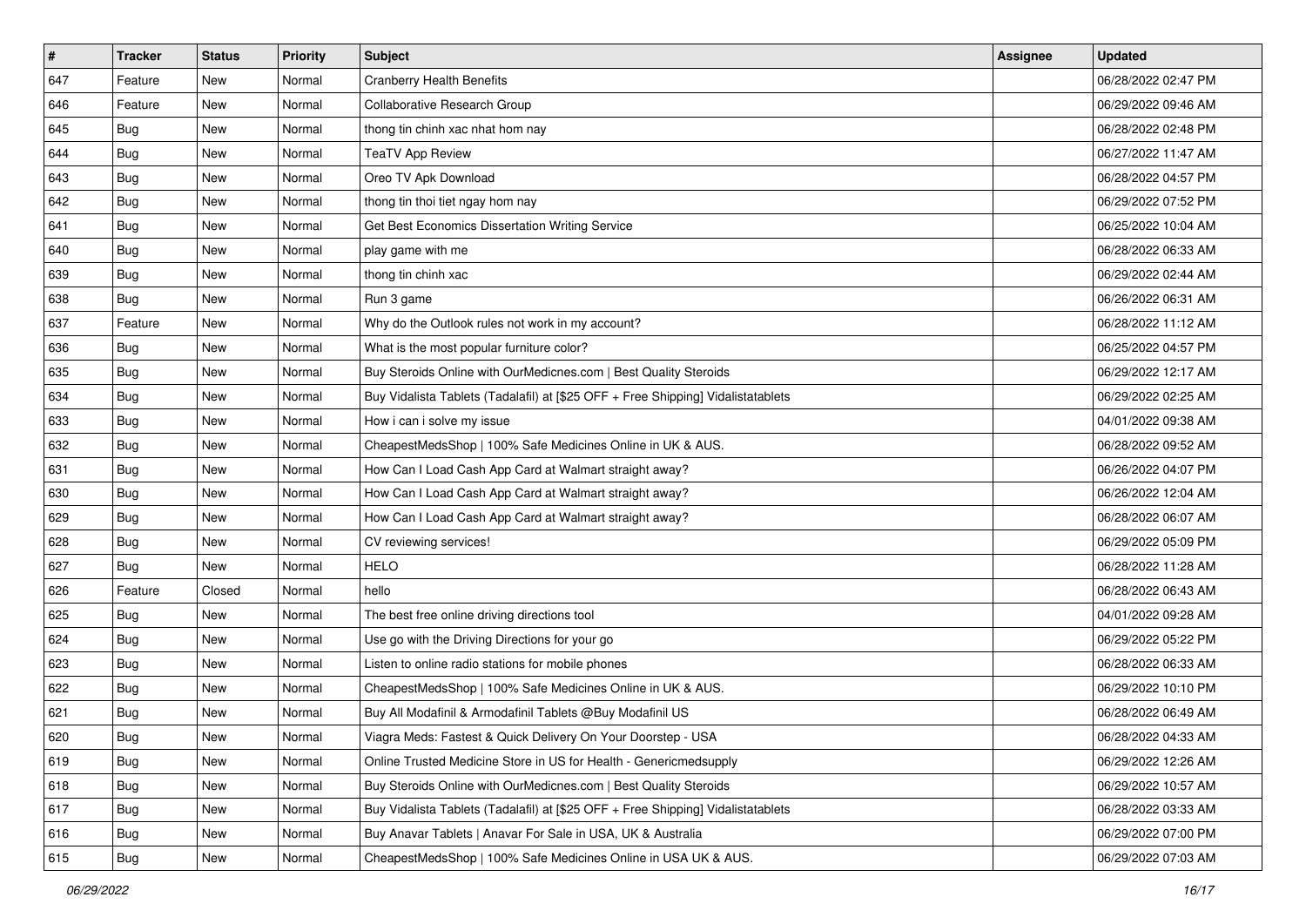| # | Tracker | Status | Priority | Subject | Assignee | Updated |
|---|---|---|---|---|---|---|
| 647 | Feature | New | Normal | Cranberry Health Benefits | | 06/28/2022 02:47 PM |
| 646 | Feature | New | Normal | Collaborative Research Group | | 06/29/2022 09:46 AM |
| 645 | Bug | New | Normal | thong tin chinh xac nhat hom nay | | 06/28/2022 02:48 PM |
| 644 | Bug | New | Normal | TeaTV App Review | | 06/27/2022 11:47 AM |
| 643 | Bug | New | Normal | Oreo TV Apk Download | | 06/28/2022 04:57 PM |
| 642 | Bug | New | Normal | thong tin thoi tiet ngay hom nay | | 06/29/2022 07:52 PM |
| 641 | Bug | New | Normal | Get Best Economics Dissertation Writing Service | | 06/25/2022 10:04 AM |
| 640 | Bug | New | Normal | play game with me | | 06/28/2022 06:33 AM |
| 639 | Bug | New | Normal | thong tin chinh xac | | 06/29/2022 02:44 AM |
| 638 | Bug | New | Normal | Run 3 game | | 06/26/2022 06:31 AM |
| 637 | Feature | New | Normal | Why do the Outlook rules not work in my account? | | 06/28/2022 11:12 AM |
| 636 | Bug | New | Normal | What is the most popular furniture color? | | 06/25/2022 04:57 PM |
| 635 | Bug | New | Normal | Buy Steroids Online with OurMedicnes.com \| Best Quality Steroids | | 06/29/2022 12:17 AM |
| 634 | Bug | New | Normal | Buy Vidalista Tablets (Tadalafil) at [$25 OFF + Free Shipping] Vidalistatablets | | 06/29/2022 02:25 AM |
| 633 | Bug | New | Normal | How i can i solve my issue | | 04/01/2022 09:38 AM |
| 632 | Bug | New | Normal | CheapestMedsShop \| 100% Safe Medicines Online in UK & AUS. | | 06/28/2022 09:52 AM |
| 631 | Bug | New | Normal | How Can I Load Cash App Card at Walmart straight away? | | 06/26/2022 04:07 PM |
| 630 | Bug | New | Normal | How Can I Load Cash App Card at Walmart straight away? | | 06/26/2022 12:04 AM |
| 629 | Bug | New | Normal | How Can I Load Cash App Card at Walmart straight away? | | 06/28/2022 06:07 AM |
| 628 | Bug | New | Normal | CV reviewing services! | | 06/29/2022 05:09 PM |
| 627 | Bug | New | Normal | HELO | | 06/28/2022 11:28 AM |
| 626 | Feature | Closed | Normal | hello | | 06/28/2022 06:43 AM |
| 625 | Bug | New | Normal | The best free online driving directions tool | | 04/01/2022 09:28 AM |
| 624 | Bug | New | Normal | Use go with the Driving Directions for your go | | 06/29/2022 05:22 PM |
| 623 | Bug | New | Normal | Listen to online radio stations for mobile phones | | 06/28/2022 06:33 AM |
| 622 | Bug | New | Normal | CheapestMedsShop \| 100% Safe Medicines Online in UK & AUS. | | 06/29/2022 10:10 PM |
| 621 | Bug | New | Normal | Buy All Modafinil & Armodafinil Tablets @Buy Modafinil US | | 06/28/2022 06:49 AM |
| 620 | Bug | New | Normal | Viagra Meds: Fastest & Quick Delivery On Your Doorstep - USA | | 06/28/2022 04:33 AM |
| 619 | Bug | New | Normal | Online Trusted Medicine Store in US for Health - Genericmedsupply | | 06/29/2022 12:26 AM |
| 618 | Bug | New | Normal | Buy Steroids Online with OurMedicnes.com \| Best Quality Steroids | | 06/29/2022 10:57 AM |
| 617 | Bug | New | Normal | Buy Vidalista Tablets (Tadalafil) at [$25 OFF + Free Shipping] Vidalistatablets | | 06/28/2022 03:33 AM |
| 616 | Bug | New | Normal | Buy Anavar Tablets \| Anavar For Sale in USA, UK & Australia | | 06/29/2022 07:00 PM |
| 615 | Bug | New | Normal | CheapestMedsShop \| 100% Safe Medicines Online in USA UK & AUS. | | 06/29/2022 07:03 AM |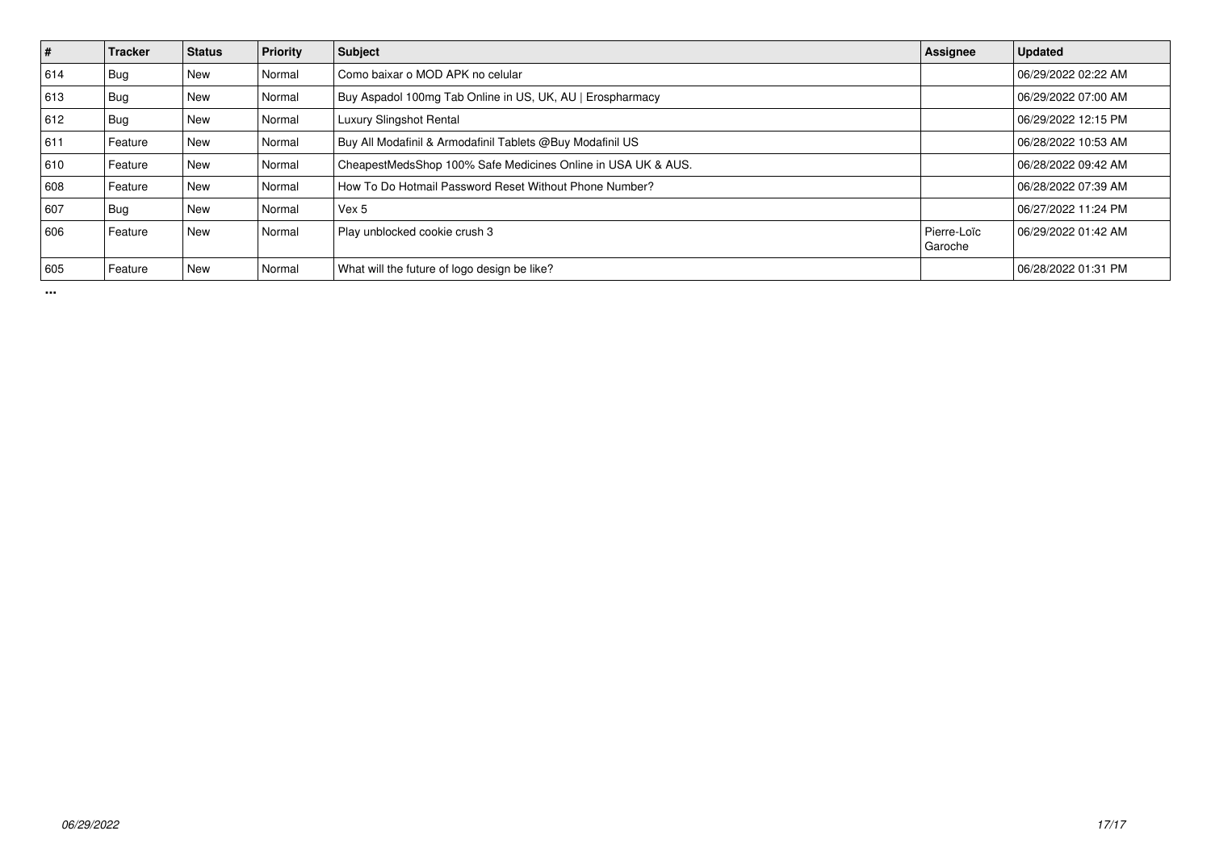| # | Tracker | Status | Priority | Subject | Assignee | Updated |
|---|---|---|---|---|---|---|
| 614 | Bug | New | Normal | Como baixar o MOD APK no celular | | 06/29/2022 02:22 AM |
| 613 | Bug | New | Normal | Buy Aspadol 100mg Tab Online in US, UK, AU \| Erospharmacy | | 06/29/2022 07:00 AM |
| 612 | Bug | New | Normal | Luxury Slingshot Rental | | 06/29/2022 12:15 PM |
| 611 | Feature | New | Normal | Buy All Modafinil & Armodafinil Tablets @Buy Modafinil US | | 06/28/2022 10:53 AM |
| 610 | Feature | New | Normal | CheapestMedsShop 100% Safe Medicines Online in USA UK & AUS. | | 06/28/2022 09:42 AM |
| 608 | Feature | New | Normal | How To Do Hotmail Password Reset Without Phone Number? | | 06/28/2022 07:39 AM |
| 607 | Bug | New | Normal | Vex 5 | | 06/27/2022 11:24 PM |
| 606 | Feature | New | Normal | Play unblocked cookie crush 3 | Pierre-Loïc Garoche | 06/29/2022 01:42 AM |
| 605 | Feature | New | Normal | What will the future of logo design be like? | | 06/28/2022 01:31 PM |

...